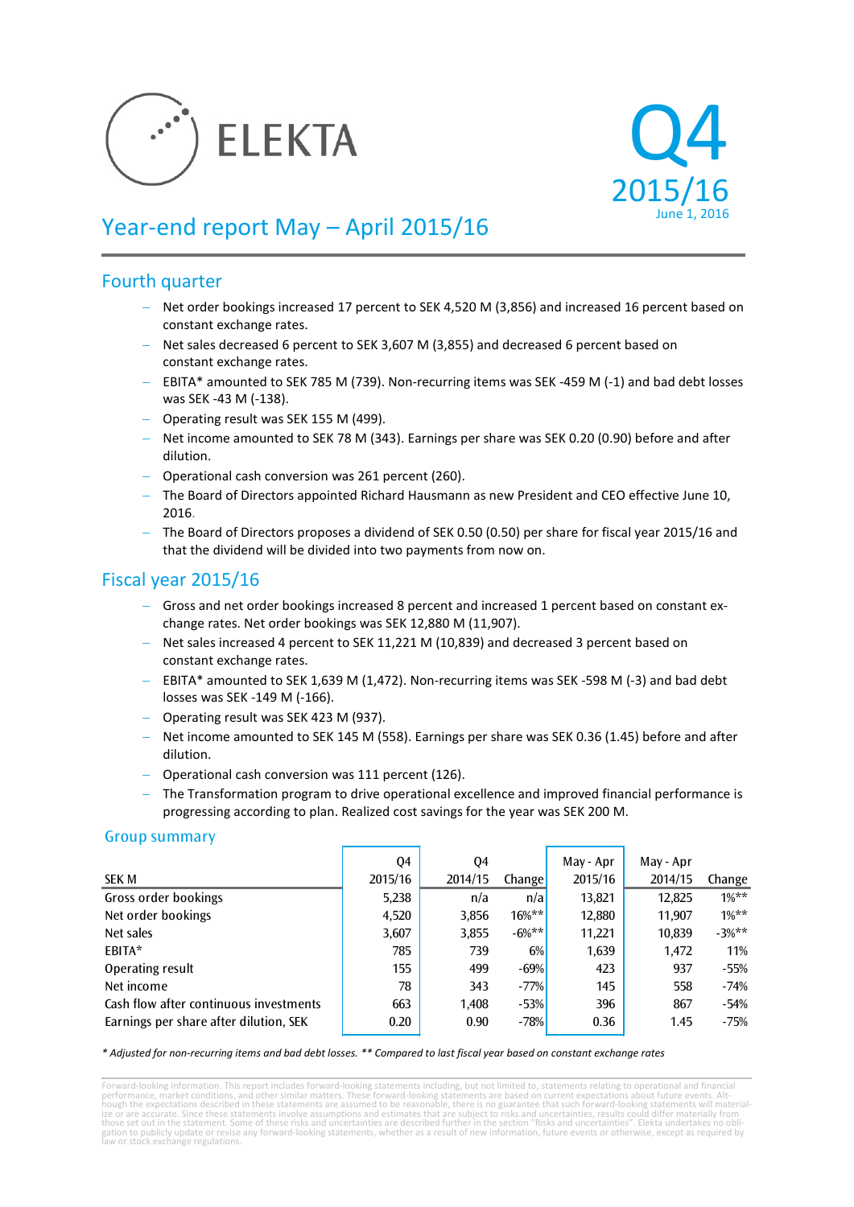# ELEKTA

Q4 2015/16
June 1, 2016

# Year-end report May – April 2015/16

## Fourth quarter

- Net order bookings increased 17 percent to SEK 4,520 M (3,856) and increased 16 percent based on constant exchange rates.
- Net sales decreased 6 percent to SEK 3,607 M (3,855) and decreased 6 percent based on constant exchange rates.
- EBITA* amounted to SEK 785 M (739). Non-recurring items was SEK -459 M (-1) and bad debt losses was SEK -43 M (-138).
- Operating result was SEK 155 M (499).
- Net income amounted to SEK 78 M (343). Earnings per share was SEK 0.20 (0.90) before and after dilution.
- Operational cash conversion was 261 percent (260).
- The Board of Directors appointed Richard Hausmann as new President and CEO effective June 10, 2016.
- The Board of Directors proposes a dividend of SEK 0.50 (0.50) per share for fiscal year 2015/16 and that the dividend will be divided into two payments from now on.

## Fiscal year 2015/16

- Gross and net order bookings increased 8 percent and increased 1 percent based on constant exchange rates. Net order bookings was SEK 12,880 M (11,907).
- Net sales increased 4 percent to SEK 11,221 M (10,839) and decreased 3 percent based on constant exchange rates.
- EBITA* amounted to SEK 1,639 M (1,472). Non-recurring items was SEK -598 M (-3) and bad debt losses was SEK -149 M (-166).
- Operating result was SEK 423 M (937).
- Net income amounted to SEK 145 M (558). Earnings per share was SEK 0.36 (1.45) before and after dilution.
- Operational cash conversion was 111 percent (126).
- The Transformation program to drive operational excellence and improved financial performance is progressing according to plan. Realized cost savings for the year was SEK 200 M.

### Group summary

| SEK M | Q4 2015/16 | Q4 2014/15 | Change | May - Apr 2015/16 | May - Apr 2014/15 | Change |
|---|---|---|---|---|---|---|
| Gross order bookings | 5,238 | n/a | n/a | 13,821 | 12,825 | 1%** |
| Net order bookings | 4,520 | 3,856 | 16%** | 12,880 | 11,907 | 1%** |
| Net sales | 3,607 | 3,855 | -6%** | 11,221 | 10,839 | -3%** |
| EBITA* | 785 | 739 | 6% | 1,639 | 1,472 | 11% |
| Operating result | 155 | 499 | -69% | 423 | 937 | -55% |
| Net income | 78 | 343 | -77% | 145 | 558 | -74% |
| Cash flow after continuous investments | 663 | 1,408 | -53% | 396 | 867 | -54% |
| Earnings per share after dilution, SEK | 0.20 | 0.90 | -78% | 0.36 | 1.45 | -75% |

*\* Adjusted for non-recurring items and bad debt losses. \*\* Compared to last fiscal year based on constant exchange rates*

Forward-looking information. This report includes forward-looking statements including, but not limited to, statements relating to operational and financial performance, market conditions, and other similar matters. These forward-looking statements are based on current expectations about future events. Although the expectations described in these statements are assumed to be reasonable, there is no guarantee that such forward-looking statements will materialize or are accurate. Since these statements involve assumptions and estimates that are subject to risks and uncertainties, results could differ materially from those set out in the statement. Some of these risks and uncertainties are described further in the section "Risks and uncertainties". Elekta undertakes no obligation to publicly update or revise any forward-looking statements, whether as a result of new information, future events or otherwise, except as required by law or stock exchange regulations.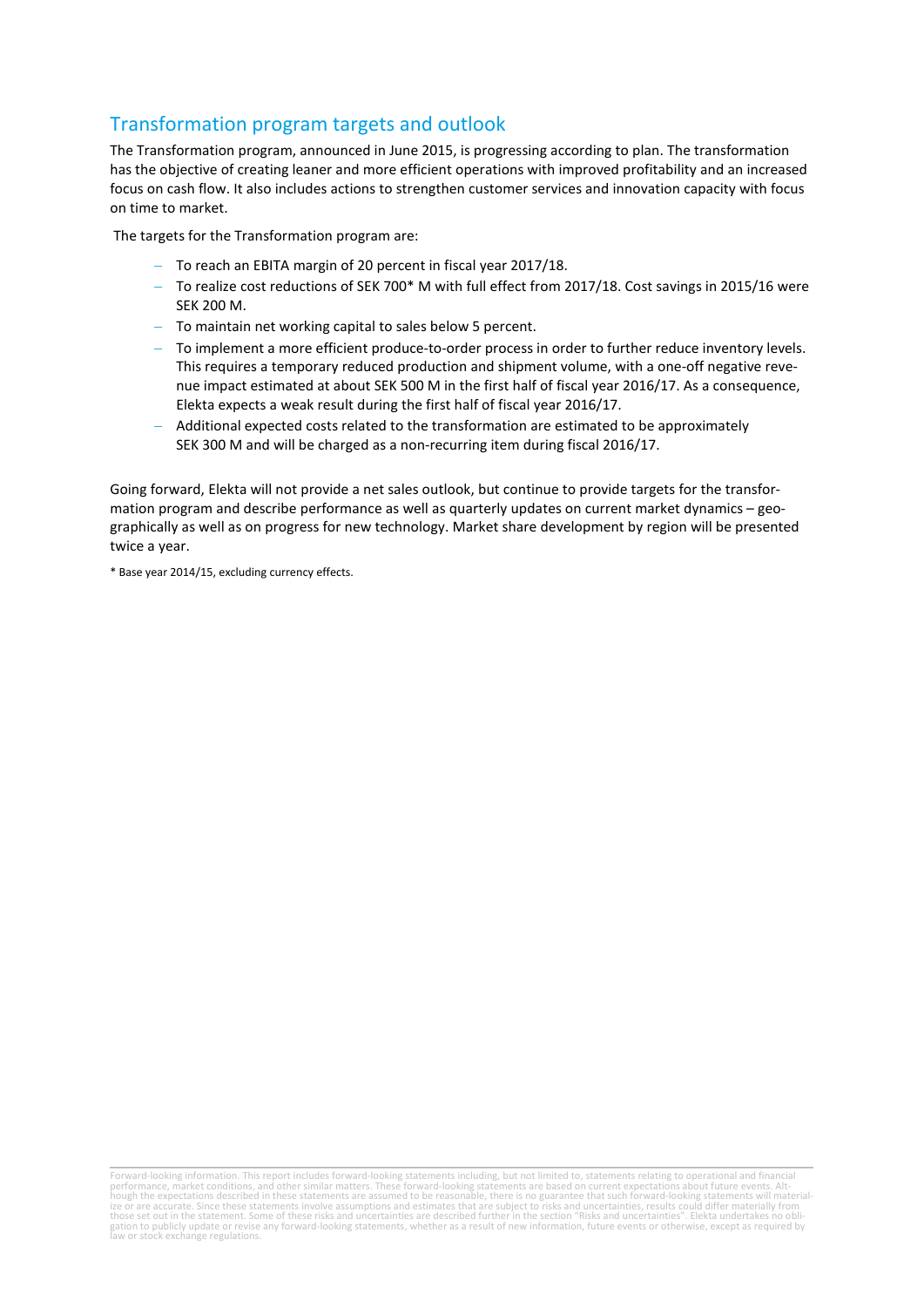## Transformation program targets and outlook

The Transformation program, announced in June 2015, is progressing according to plan. The transformation has the objective of creating leaner and more efficient operations with improved profitability and an increased focus on cash flow. It also includes actions to strengthen customer services and innovation capacity with focus on time to market.

The targets for the Transformation program are:

- To reach an EBITA margin of 20 percent in fiscal year 2017/18.
- To realize cost reductions of SEK 700* M with full effect from 2017/18. Cost savings in 2015/16 were SEK 200 M.
- To maintain net working capital to sales below 5 percent.
- To implement a more efficient produce-to-order process in order to further reduce inventory levels. This requires a temporary reduced production and shipment volume, with a one-off negative revenue impact estimated at about SEK 500 M in the first half of fiscal year 2016/17. As a consequence, Elekta expects a weak result during the first half of fiscal year 2016/17.
- Additional expected costs related to the transformation are estimated to be approximately SEK 300 M and will be charged as a non-recurring item during fiscal 2016/17.

Going forward, Elekta will not provide a net sales outlook, but continue to provide targets for the transformation program and describe performance as well as quarterly updates on current market dynamics – geographically as well as on progress for new technology. Market share development by region will be presented twice a year.

* Base year 2014/15, excluding currency effects.

Forward-looking information. This report includes forward-looking statements including, but not limited to, statements relating to operational and financial performance, market conditions, and other similar matters. These forward-looking statements are based on current expectations about future events. Although the expectations described in these statements are assumed to be reasonable, there is no guarantee that such forward-looking statements will materialize or are accurate. Since these statements involve assumptions and estimates that are subject to risks and uncertainties, results could differ materially from those set out in the statement. Some of these risks and uncertainties are described further in the section "Risks and uncertainties". Elekta undertakes no obligation to publicly update or revise any forward-looking statements, whether as a result of new information, future events or otherwise, except as required by law or stock exchange regulations.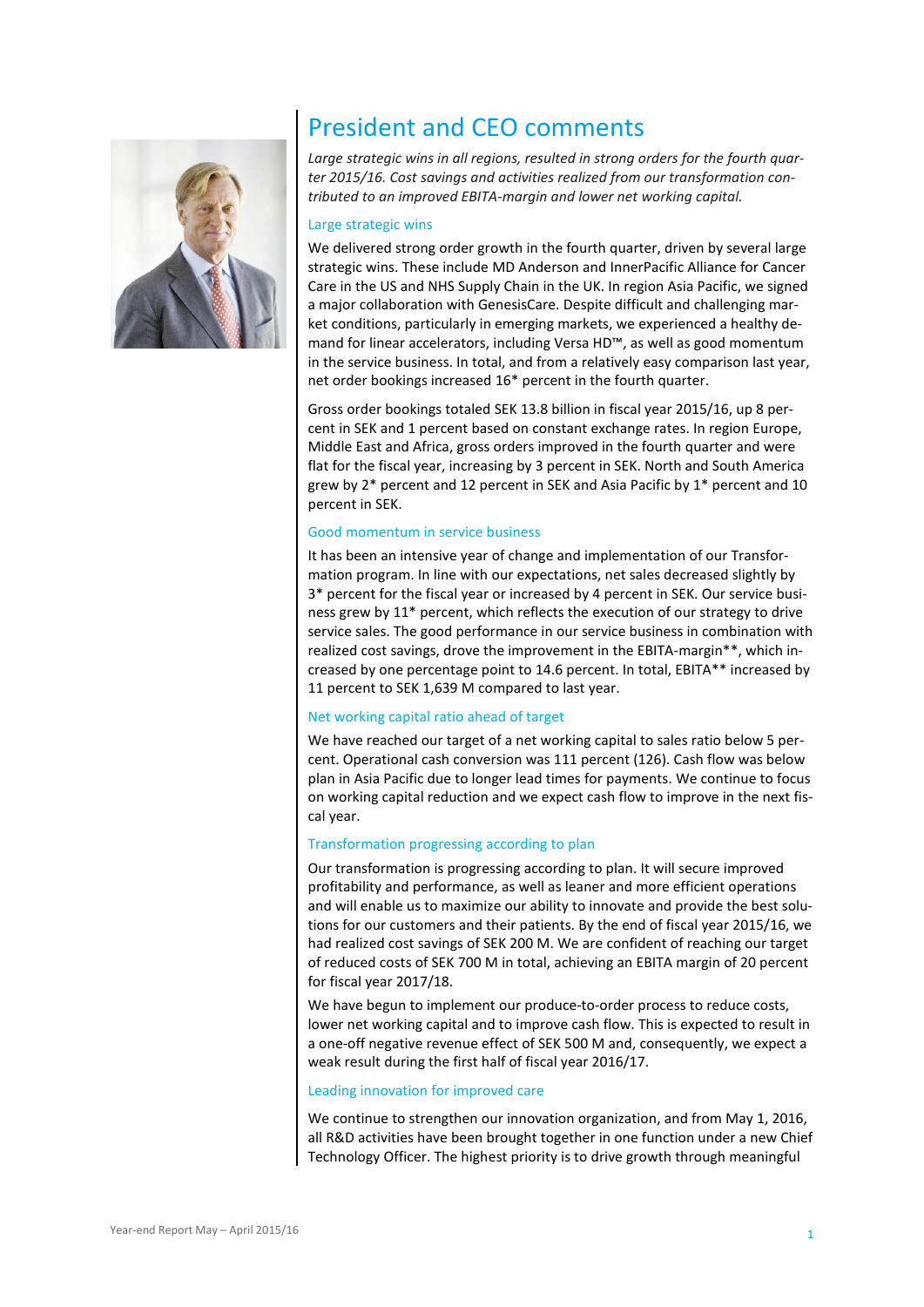# President and CEO comments

*Large strategic wins in all regions, resulted in strong orders for the fourth quarter 2015/16. Cost savings and activities realized from our transformation contributed to an improved EBITA-margin and lower net working capital.*

## Large strategic wins

We delivered strong order growth in the fourth quarter, driven by several large strategic wins. These include MD Anderson and InnerPacific Alliance for Cancer Care in the US and NHS Supply Chain in the UK. In region Asia Pacific, we signed a major collaboration with GenesisCare. Despite difficult and challenging market conditions, particularly in emerging markets, we experienced a healthy demand for linear accelerators, including Versa HD™, as well as good momentum in the service business. In total, and from a relatively easy comparison last year, net order bookings increased 16* percent in the fourth quarter.

Gross order bookings totaled SEK 13.8 billion in fiscal year 2015/16, up 8 percent in SEK and 1 percent based on constant exchange rates. In region Europe, Middle East and Africa, gross orders improved in the fourth quarter and were flat for the fiscal year, increasing by 3 percent in SEK. North and South America grew by 2* percent and 12 percent in SEK and Asia Pacific by 1* percent and 10 percent in SEK.

## Good momentum in service business

It has been an intensive year of change and implementation of our Transformation program. In line with our expectations, net sales decreased slightly by 3* percent for the fiscal year or increased by 4 percent in SEK. Our service business grew by 11* percent, which reflects the execution of our strategy to drive service sales. The good performance in our service business in combination with realized cost savings, drove the improvement in the EBITA-margin**, which increased by one percentage point to 14.6 percent. In total, EBITA** increased by 11 percent to SEK 1,639 M compared to last year.

## Net working capital ratio ahead of target

We have reached our target of a net working capital to sales ratio below 5 percent. Operational cash conversion was 111 percent (126). Cash flow was below plan in Asia Pacific due to longer lead times for payments. We continue to focus on working capital reduction and we expect cash flow to improve in the next fiscal year.

## Transformation progressing according to plan

Our transformation is progressing according to plan. It will secure improved profitability and performance, as well as leaner and more efficient operations and will enable us to maximize our ability to innovate and provide the best solutions for our customers and their patients. By the end of fiscal year 2015/16, we had realized cost savings of SEK 200 M. We are confident of reaching our target of reduced costs of SEK 700 M in total, achieving an EBITA margin of 20 percent for fiscal year 2017/18.

We have begun to implement our produce-to-order process to reduce costs, lower net working capital and to improve cash flow. This is expected to result in a one-off negative revenue effect of SEK 500 M and, consequently, we expect a weak result during the first half of fiscal year 2016/17.

## Leading innovation for improved care

We continue to strengthen our innovation organization, and from May 1, 2016, all R&D activities have been brought together in one function under a new Chief Technology Officer. The highest priority is to drive growth through meaningful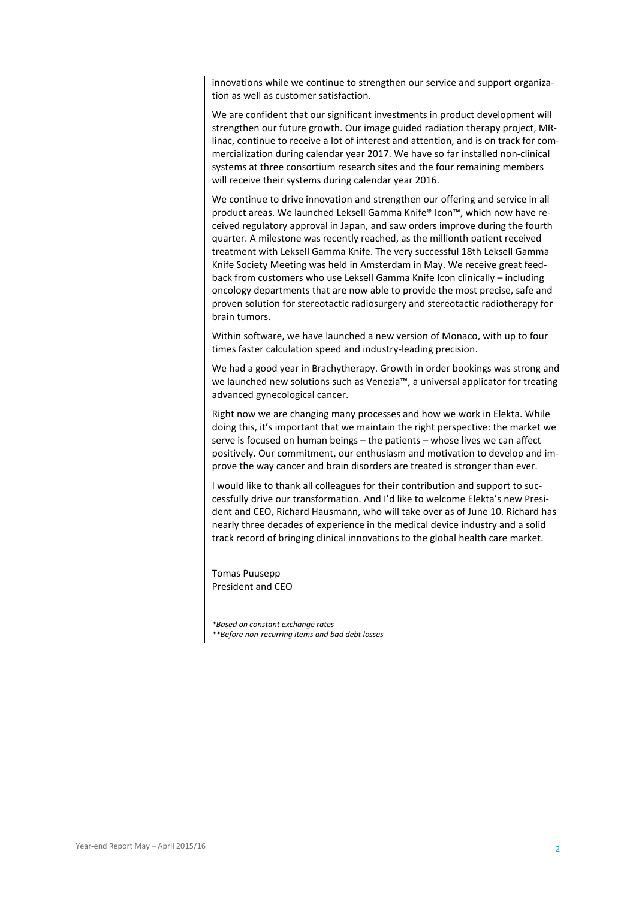innovations while we continue to strengthen our service and support organization as well as customer satisfaction.

We are confident that our significant investments in product development will strengthen our future growth. Our image guided radiation therapy project, MR-linac, continue to receive a lot of interest and attention, and is on track for commercialization during calendar year 2017. We have so far installed non-clinical systems at three consortium research sites and the four remaining members will receive their systems during calendar year 2016.

We continue to drive innovation and strengthen our offering and service in all product areas. We launched Leksell Gamma Knife® Icon™, which now have received regulatory approval in Japan, and saw orders improve during the fourth quarter. A milestone was recently reached, as the millionth patient received treatment with Leksell Gamma Knife. The very successful 18th Leksell Gamma Knife Society Meeting was held in Amsterdam in May. We receive great feedback from customers who use Leksell Gamma Knife Icon clinically – including oncology departments that are now able to provide the most precise, safe and proven solution for stereotactic radiosurgery and stereotactic radiotherapy for brain tumors.

Within software, we have launched a new version of Monaco, with up to four times faster calculation speed and industry-leading precision.

We had a good year in Brachytherapy. Growth in order bookings was strong and we launched new solutions such as Venezia™, a universal applicator for treating advanced gynecological cancer.

Right now we are changing many processes and how we work in Elekta. While doing this, it's important that we maintain the right perspective: the market we serve is focused on human beings – the patients – whose lives we can affect positively. Our commitment, our enthusiasm and motivation to develop and improve the way cancer and brain disorders are treated is stronger than ever.

I would like to thank all colleagues for their contribution and support to successfully drive our transformation. And I'd like to welcome Elekta's new President and CEO, Richard Hausmann, who will take over as of June 10. Richard has nearly three decades of experience in the medical device industry and a solid track record of bringing clinical innovations to the global health care market.

Tomas Puusepp
President and CEO

*\*Based on constant exchange rates*
*\*\*Before non-recurring items and bad debt losses*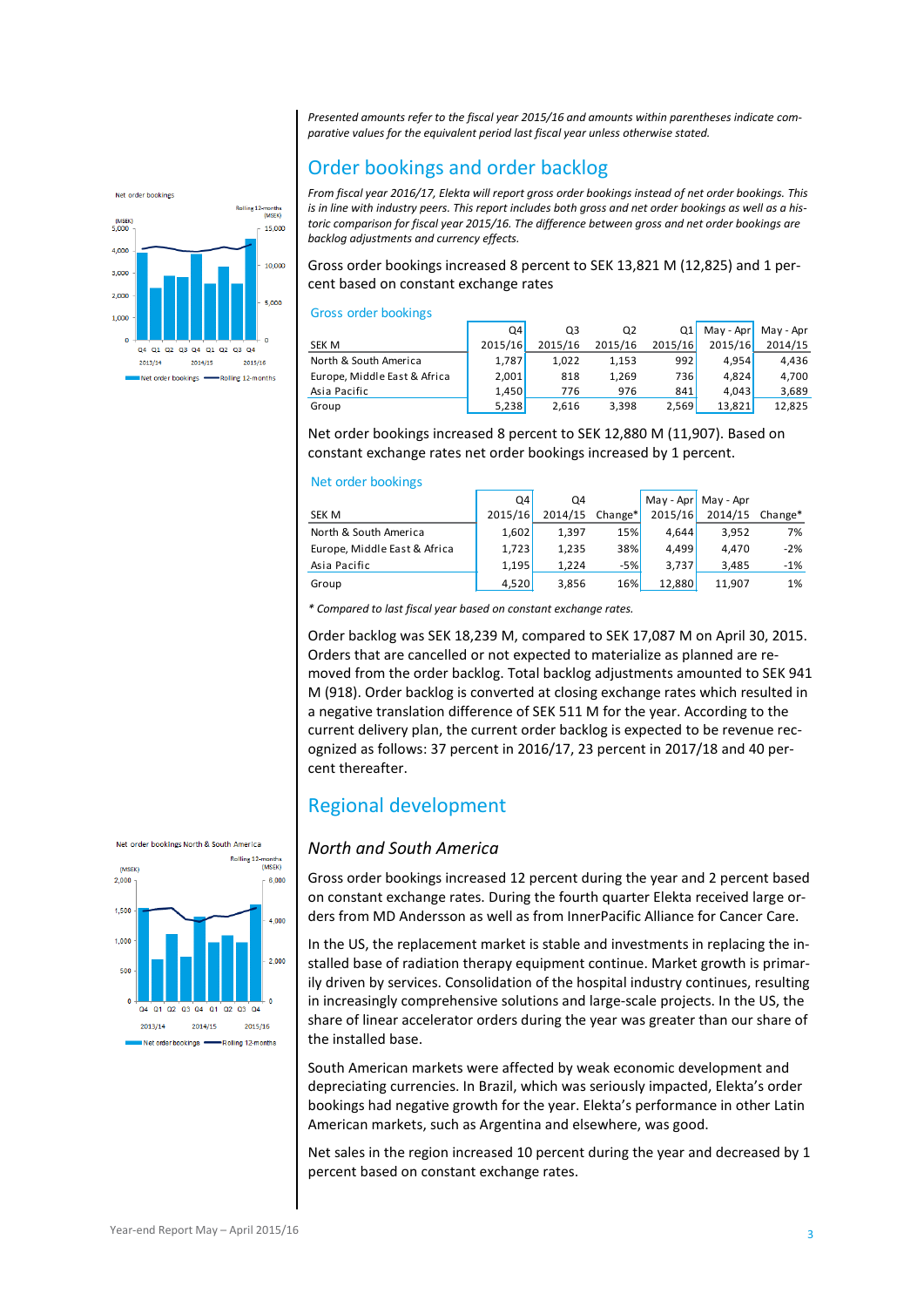*Presented amounts refer to the fiscal year 2015/16 and amounts within parentheses indicate comparative values for the equivalent period last fiscal year unless otherwise stated.*

## Order bookings and order backlog

*From fiscal year 2016/17, Elekta will report gross order bookings instead of net order bookings. This is in line with industry peers. This report includes both gross and net order bookings as well as a historic comparison for fiscal year 2015/16. The difference between gross and net order bookings are backlog adjustments and currency effects.*

Gross order bookings increased 8 percent to SEK 13,821 M (12,825) and 1 percent based on constant exchange rates

Gross order bookings

| SEK M | Q4 2015/16 | Q3 2015/16 | Q2 2015/16 | Q1 2015/16 | May - Apr 2015/16 | May - Apr 2014/15 |
|---|---|---|---|---|---|---|
| North & South America | 1,787 | 1,022 | 1,153 | 992 | 4,954 | 4,436 |
| Europe, Middle East & Africa | 2,001 | 818 | 1,269 | 736 | 4,824 | 4,700 |
| Asia Pacific | 1,450 | 776 | 976 | 841 | 4,043 | 3,689 |
| Group | 5,238 | 2,616 | 3,398 | 2,569 | 13,821 | 12,825 |

Net order bookings increased 8 percent to SEK 12,880 M (11,907). Based on constant exchange rates net order bookings increased by 1 percent.

Net order bookings

| SEK M | Q4 2015/16 | Q4 2014/15 | Change* | May - Apr 2015/16 | May - Apr 2014/15 | Change* |
|---|---|---|---|---|---|---|
| North & South America | 1,602 | 1,397 | 15% | 4,644 | 3,952 | 7% |
| Europe, Middle East & Africa | 1,723 | 1,235 | 38% | 4,499 | 4,470 | -2% |
| Asia Pacific | 1,195 | 1,224 | -5% | 3,737 | 3,485 | -1% |
| Group | 4,520 | 3,856 | 16% | 12,880 | 11,907 | 1% |

*\* Compared to last fiscal year based on constant exchange rates.*

Order backlog was SEK 18,239 M, compared to SEK 17,087 M on April 30, 2015. Orders that are cancelled or not expected to materialize as planned are removed from the order backlog. Total backlog adjustments amounted to SEK 941 M (918). Order backlog is converted at closing exchange rates which resulted in a negative translation difference of SEK 511 M for the year. According to the current delivery plan, the current order backlog is expected to be revenue recognized as follows: 37 percent in 2016/17, 23 percent in 2017/18 and 40 percent thereafter.

## Regional development

### *North and South America*

Gross order bookings increased 12 percent during the year and 2 percent based on constant exchange rates. During the fourth quarter Elekta received large orders from MD Andersson as well as from InnerPacific Alliance for Cancer Care.

In the US, the replacement market is stable and investments in replacing the installed base of radiation therapy equipment continue. Market growth is primarily driven by services. Consolidation of the hospital industry continues, resulting in increasingly comprehensive solutions and large-scale projects. In the US, the share of linear accelerator orders during the year was greater than our share of the installed base.

South American markets were affected by weak economic development and depreciating currencies. In Brazil, which was seriously impacted, Elekta's order bookings had negative growth for the year. Elekta's performance in other Latin American markets, such as Argentina and elsewhere, was good.

Net sales in the region increased 10 percent during the year and decreased by 1 percent based on constant exchange rates.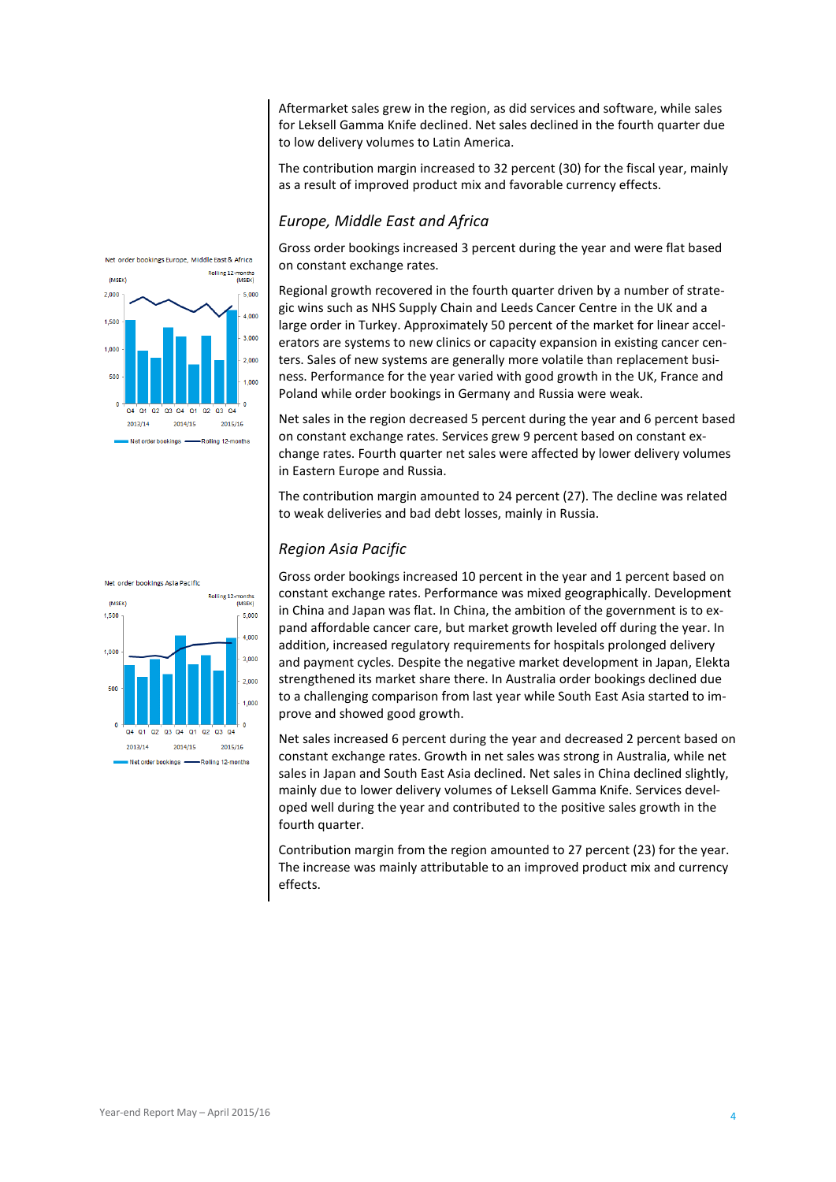Aftermarket sales grew in the region, as did services and software, while sales for Leksell Gamma Knife declined. Net sales declined in the fourth quarter due to low delivery volumes to Latin America.

The contribution margin increased to 32 percent (30) for the fiscal year, mainly as a result of improved product mix and favorable currency effects.

## *Europe, Middle East and Africa*

Gross order bookings increased 3 percent during the year and were flat based on constant exchange rates.

Regional growth recovered in the fourth quarter driven by a number of strategic wins such as NHS Supply Chain and Leeds Cancer Centre in the UK and a large order in Turkey. Approximately 50 percent of the market for linear accelerators are systems to new clinics or capacity expansion in existing cancer centers. Sales of new systems are generally more volatile than replacement business. Performance for the year varied with good growth in the UK, France and Poland while order bookings in Germany and Russia were weak.

Net sales in the region decreased 5 percent during the year and 6 percent based on constant exchange rates. Services grew 9 percent based on constant exchange rates. Fourth quarter net sales were affected by lower delivery volumes in Eastern Europe and Russia.

The contribution margin amounted to 24 percent (27). The decline was related to weak deliveries and bad debt losses, mainly in Russia.

Net order bookings Europe, Middle East & Africa

## *Region Asia Pacific*

Gross order bookings increased 10 percent in the year and 1 percent based on constant exchange rates. Performance was mixed geographically. Development in China and Japan was flat. In China, the ambition of the government is to expand affordable cancer care, but market growth leveled off during the year. In addition, increased regulatory requirements for hospitals prolonged delivery and payment cycles. Despite the negative market development in Japan, Elekta strengthened its market share there. In Australia order bookings declined due to a challenging comparison from last year while South East Asia started to improve and showed good growth.

Net sales increased 6 percent during the year and decreased 2 percent based on constant exchange rates. Growth in net sales was strong in Australia, while net sales in Japan and South East Asia declined. Net sales in China declined slightly, mainly due to lower delivery volumes of Leksell Gamma Knife. Services developed well during the year and contributed to the positive sales growth in the fourth quarter.

Contribution margin from the region amounted to 27 percent (23) for the year. The increase was mainly attributable to an improved product mix and currency effects.

Net order bookings Asia Pacific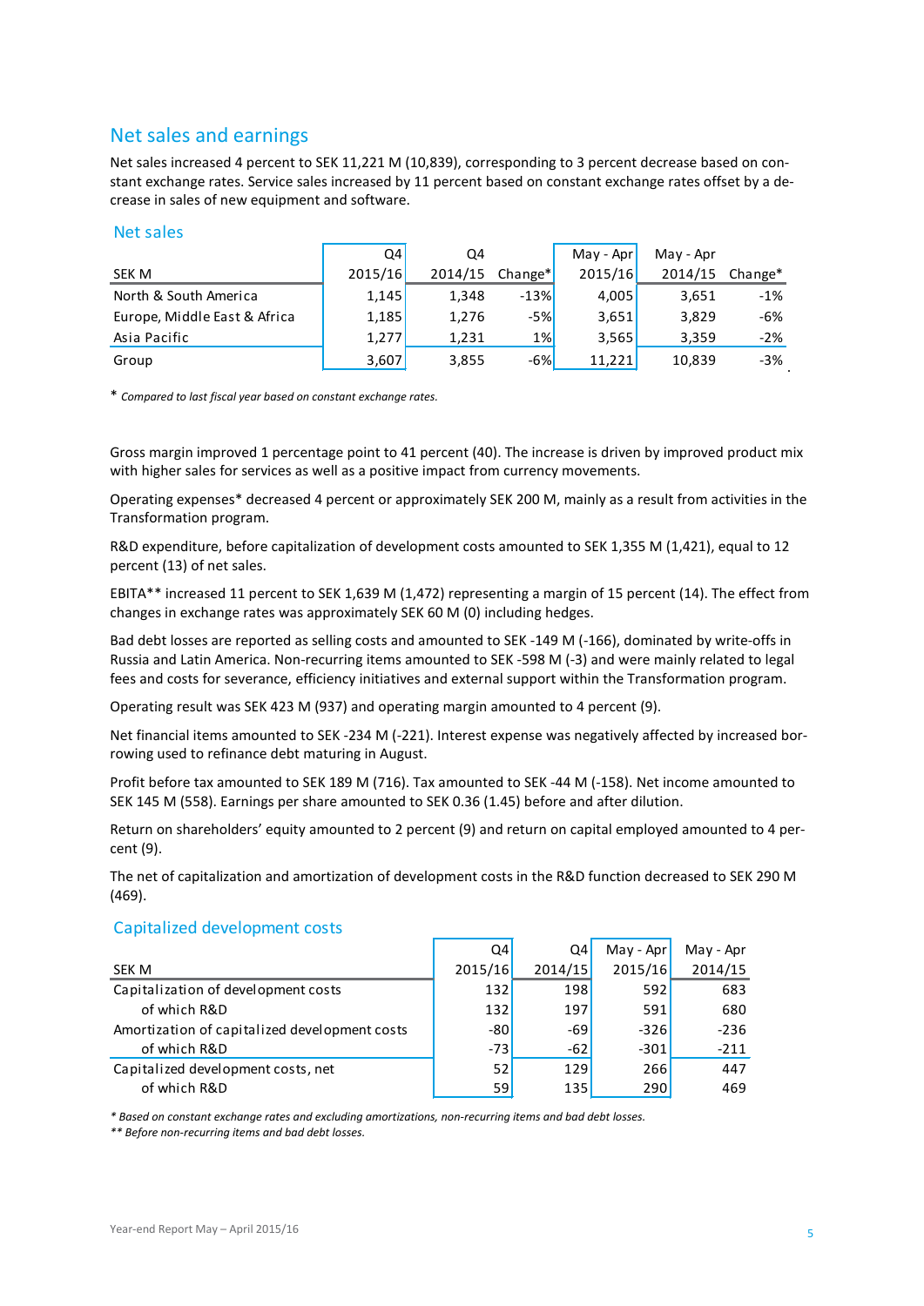## Net sales and earnings

Net sales increased 4 percent to SEK 11,221 M (10,839), corresponding to 3 percent decrease based on constant exchange rates. Service sales increased by 11 percent based on constant exchange rates offset by a decrease in sales of new equipment and software.

### Net sales

| SEK M | Q4 2015/16 | Q4 2014/15 | Change* | May - Apr 2015/16 | May - Apr 2014/15 | Change* |
|---|---|---|---|---|---|---|
| North & South America | 1,145 | 1,348 | -13% | 4,005 | 3,651 | -1% |
| Europe, Middle East & Africa | 1,185 | 1,276 | -5% | 3,651 | 3,829 | -6% |
| Asia Pacific | 1,277 | 1,231 | 1% | 3,565 | 3,359 | -2% |
| Group | 3,607 | 3,855 | -6% | 11,221 | 10,839 | -3% |

\* *Compared to last fiscal year based on constant exchange rates.*

Gross margin improved 1 percentage point to 41 percent (40). The increase is driven by improved product mix with higher sales for services as well as a positive impact from currency movements.

Operating expenses* decreased 4 percent or approximately SEK 200 M, mainly as a result from activities in the Transformation program.

R&D expenditure, before capitalization of development costs amounted to SEK 1,355 M (1,421), equal to 12 percent (13) of net sales.

EBITA** increased 11 percent to SEK 1,639 M (1,472) representing a margin of 15 percent (14). The effect from changes in exchange rates was approximately SEK 60 M (0) including hedges.

Bad debt losses are reported as selling costs and amounted to SEK -149 M (-166), dominated by write-offs in Russia and Latin America. Non-recurring items amounted to SEK -598 M (-3) and were mainly related to legal fees and costs for severance, efficiency initiatives and external support within the Transformation program.

Operating result was SEK 423 M (937) and operating margin amounted to 4 percent (9).

Net financial items amounted to SEK -234 M (-221). Interest expense was negatively affected by increased borrowing used to refinance debt maturing in August.

Profit before tax amounted to SEK 189 M (716). Tax amounted to SEK -44 M (-158). Net income amounted to SEK 145 M (558). Earnings per share amounted to SEK 0.36 (1.45) before and after dilution.

Return on shareholders' equity amounted to 2 percent (9) and return on capital employed amounted to 4 percent (9).

The net of capitalization and amortization of development costs in the R&D function decreased to SEK 290 M (469).

### Capitalized development costs

| SEK M | Q4 2015/16 | Q4 2014/15 | May - Apr 2015/16 | May - Apr 2014/15 |
|---|---|---|---|---|
| Capitalization of development costs | 132 | 198 | 592 | 683 |
| of which R&D | 132 | 197 | 591 | 680 |
| Amortization of capitalized development costs | -80 | -69 | -326 | -236 |
| of which R&D | -73 | -62 | -301 | -211 |
| Capitalized development costs, net | 52 | 129 | 266 | 447 |
| of which R&D | 59 | 135 | 290 | 469 |

*\* Based on constant exchange rates and excluding amortizations, non-recurring items and bad debt losses.*
*\*\* Before non-recurring items and bad debt losses.*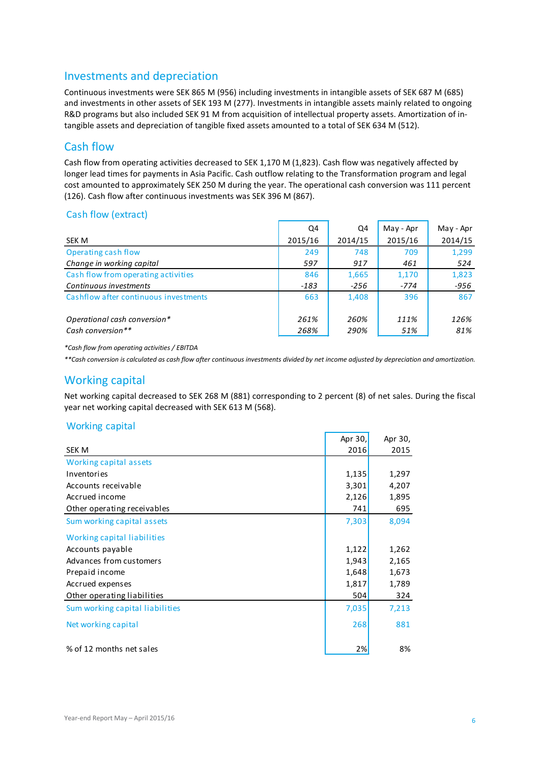## Investments and depreciation

Continuous investments were SEK 865 M (956) including investments in intangible assets of SEK 687 M (685) and investments in other assets of SEK 193 M (277). Investments in intangible assets mainly related to ongoing R&D programs but also included SEK 91 M from acquisition of intellectual property assets. Amortization of intangible assets and depreciation of tangible fixed assets amounted to a total of SEK 634 M (512).

## Cash flow

Cash flow from operating activities decreased to SEK 1,170 M (1,823). Cash flow was negatively affected by longer lead times for payments in Asia Pacific. Cash outflow relating to the Transformation program and legal cost amounted to approximately SEK 250 M during the year. The operational cash conversion was 111 percent (126). Cash flow after continuous investments was SEK 396 M (867).

### Cash flow (extract)

| SEK M | Q4 2015/16 | Q4 2014/15 | May - Apr 2015/16 | May - Apr 2014/15 |
|---|---|---|---|---|
| Operating cash flow | 249 | 748 | 709 | 1,299 |
| *Change in working capital* | *597* | *917* | *461* | *524* |
| Cash flow from operating activities | 846 | 1,665 | 1,170 | 1,823 |
| *Continuous investments* | *-183* | *-256* | *-774* | *-956* |
| Cashflow after continuous investments | 663 | 1,408 | 396 | 867 |
| | | | | |
| *Operational cash conversion** | *261%* | *260%* | *111%* | *126%* |
| *Cash conversion*** | *268%* | *290%* | *51%* | *81%* |

*Cash flow from operating activities / EBITDA

**Cash conversion is calculated as cash flow after continuous investments divided by net income adjusted by depreciation and amortization.

## Working capital

Net working capital decreased to SEK 268 M (881) corresponding to 2 percent (8) of net sales. During the fiscal year net working capital decreased with SEK 613 M (568).

### Working capital

| SEK M | Apr 30, 2016 | Apr 30, 2015 |
|---|---|---|
| Working capital assets | | |
| Inventories | 1,135 | 1,297 |
| Accounts receivable | 3,301 | 4,207 |
| Accrued income | 2,126 | 1,895 |
| Other operating receivables | 741 | 695 |
| Sum working capital assets | 7,303 | 8,094 |
| Working capital liabilities | | |
| Accounts payable | 1,122 | 1,262 |
| Advances from customers | 1,943 | 2,165 |
| Prepaid income | 1,648 | 1,673 |
| Accrued expenses | 1,817 | 1,789 |
| Other operating liabilities | 504 | 324 |
| Sum working capital liabilities | 7,035 | 7,213 |
| Net working capital | 268 | 881 |
| | | |
| % of 12 months net sales | 2% | 8% |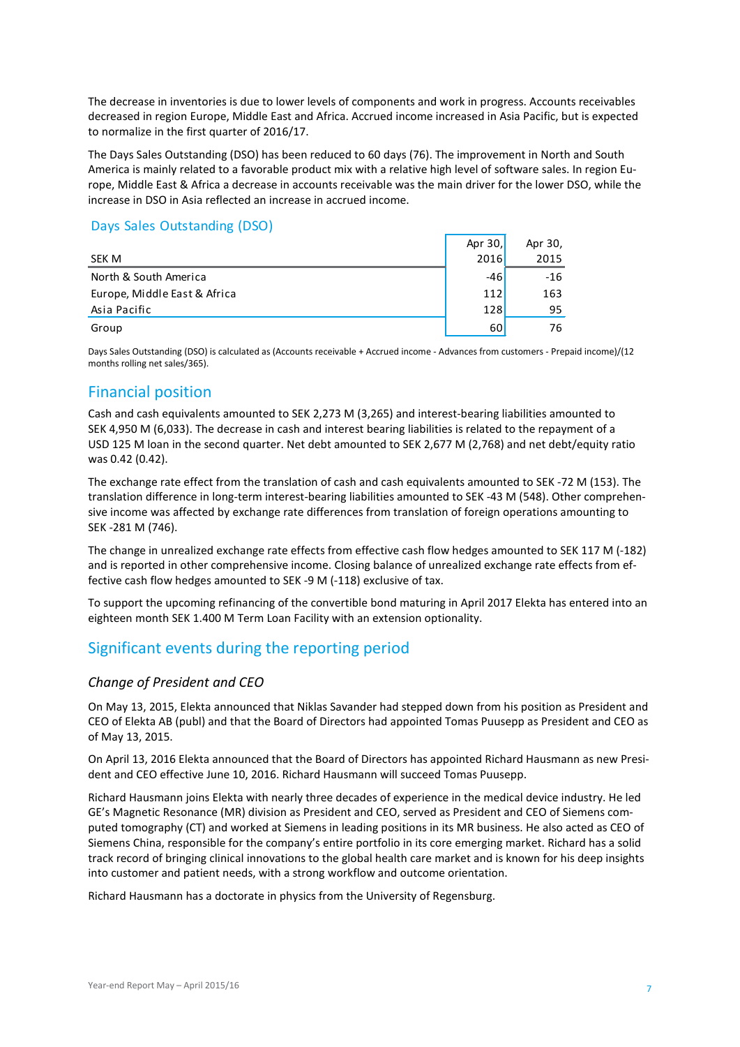The decrease in inventories is due to lower levels of components and work in progress. Accounts receivables decreased in region Europe, Middle East and Africa. Accrued income increased in Asia Pacific, but is expected to normalize in the first quarter of 2016/17.

The Days Sales Outstanding (DSO) has been reduced to 60 days (76). The improvement in North and South America is mainly related to a favorable product mix with a relative high level of software sales. In region Europe, Middle East & Africa a decrease in accounts receivable was the main driver for the lower DSO, while the increase in DSO in Asia reflected an increase in accrued income.

### Days Sales Outstanding (DSO)

| SEK M | Apr 30, 2016 | Apr 30, 2015 |
|---|---|---|
| North & South America | -46 | -16 |
| Europe, Middle East & Africa | 112 | 163 |
| Asia Pacific | 128 | 95 |
| Group | 60 | 76 |

Days Sales Outstanding (DSO) is calculated as (Accounts receivable + Accrued income - Advances from customers - Prepaid income)/(12 months rolling net sales/365).

## Financial position

Cash and cash equivalents amounted to SEK 2,273 M (3,265) and interest-bearing liabilities amounted to SEK 4,950 M (6,033). The decrease in cash and interest bearing liabilities is related to the repayment of a USD 125 M loan in the second quarter. Net debt amounted to SEK 2,677 M (2,768) and net debt/equity ratio was 0.42 (0.42).

The exchange rate effect from the translation of cash and cash equivalents amounted to SEK -72 M (153). The translation difference in long-term interest-bearing liabilities amounted to SEK -43 M (548). Other comprehensive income was affected by exchange rate differences from translation of foreign operations amounting to SEK -281 M (746).

The change in unrealized exchange rate effects from effective cash flow hedges amounted to SEK 117 M (-182) and is reported in other comprehensive income. Closing balance of unrealized exchange rate effects from effective cash flow hedges amounted to SEK -9 M (-118) exclusive of tax.

To support the upcoming refinancing of the convertible bond maturing in April 2017 Elekta has entered into an eighteen month SEK 1.400 M Term Loan Facility with an extension optionality.

## Significant events during the reporting period

### *Change of President and CEO*

On May 13, 2015, Elekta announced that Niklas Savander had stepped down from his position as President and CEO of Elekta AB (publ) and that the Board of Directors had appointed Tomas Puusepp as President and CEO as of May 13, 2015.

On April 13, 2016 Elekta announced that the Board of Directors has appointed Richard Hausmann as new President and CEO effective June 10, 2016. Richard Hausmann will succeed Tomas Puusepp.

Richard Hausmann joins Elekta with nearly three decades of experience in the medical device industry. He led GE's Magnetic Resonance (MR) division as President and CEO, served as President and CEO of Siemens computed tomography (CT) and worked at Siemens in leading positions in its MR business. He also acted as CEO of Siemens China, responsible for the company's entire portfolio in its core emerging market. Richard has a solid track record of bringing clinical innovations to the global health care market and is known for his deep insights into customer and patient needs, with a strong workflow and outcome orientation.

Richard Hausmann has a doctorate in physics from the University of Regensburg.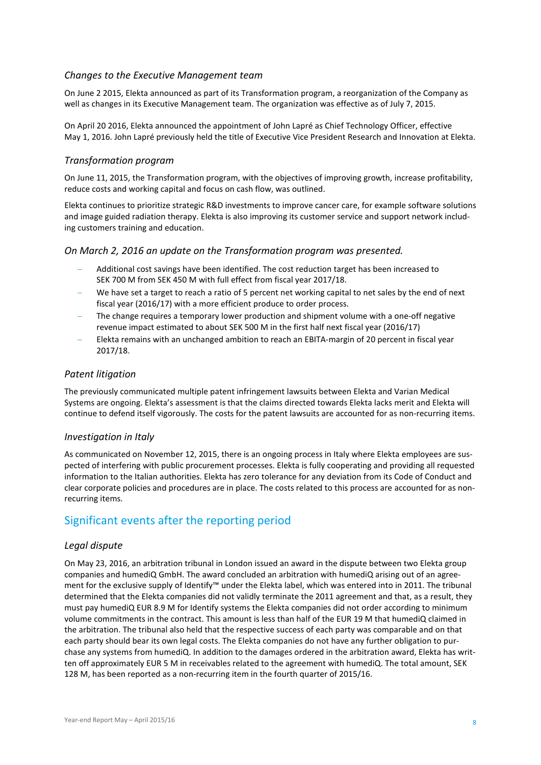### *Changes to the Executive Management team*

On June 2 2015, Elekta announced as part of its Transformation program, a reorganization of the Company as well as changes in its Executive Management team. The organization was effective as of July 7, 2015.

On April 20 2016, Elekta announced the appointment of John Lapré as Chief Technology Officer, effective May 1, 2016. John Lapré previously held the title of Executive Vice President Research and Innovation at Elekta.

### *Transformation program*

On June 11, 2015, the Transformation program, with the objectives of improving growth, increase profitability, reduce costs and working capital and focus on cash flow, was outlined.

Elekta continues to prioritize strategic R&D investments to improve cancer care, for example software solutions and image guided radiation therapy. Elekta is also improving its customer service and support network including customers training and education.

### *On March 2, 2016 an update on the Transformation program was presented.*

- Additional cost savings have been identified. The cost reduction target has been increased to SEK 700 M from SEK 450 M with full effect from fiscal year 2017/18.
- We have set a target to reach a ratio of 5 percent net working capital to net sales by the end of next fiscal year (2016/17) with a more efficient produce to order process.
- The change requires a temporary lower production and shipment volume with a one-off negative revenue impact estimated to about SEK 500 M in the first half next fiscal year (2016/17)
- Elekta remains with an unchanged ambition to reach an EBITA-margin of 20 percent in fiscal year 2017/18.

### *Patent litigation*

The previously communicated multiple patent infringement lawsuits between Elekta and Varian Medical Systems are ongoing. Elekta's assessment is that the claims directed towards Elekta lacks merit and Elekta will continue to defend itself vigorously. The costs for the patent lawsuits are accounted for as non-recurring items.

### *Investigation in Italy*

As communicated on November 12, 2015, there is an ongoing process in Italy where Elekta employees are suspected of interfering with public procurement processes. Elekta is fully cooperating and providing all requested information to the Italian authorities. Elekta has zero tolerance for any deviation from its Code of Conduct and clear corporate policies and procedures are in place. The costs related to this process are accounted for as non-recurring items.

## Significant events after the reporting period

### *Legal dispute*

On May 23, 2016, an arbitration tribunal in London issued an award in the dispute between two Elekta group companies and humediQ GmbH. The award concluded an arbitration with humediQ arising out of an agreement for the exclusive supply of Identify™ under the Elekta label, which was entered into in 2011. The tribunal determined that the Elekta companies did not validly terminate the 2011 agreement and that, as a result, they must pay humediQ EUR 8.9 M for Identify systems the Elekta companies did not order according to minimum volume commitments in the contract. This amount is less than half of the EUR 19 M that humediQ claimed in the arbitration. The tribunal also held that the respective success of each party was comparable and on that each party should bear its own legal costs. The Elekta companies do not have any further obligation to purchase any systems from humediQ. In addition to the damages ordered in the arbitration award, Elekta has written off approximately EUR 5 M in receivables related to the agreement with humediQ. The total amount, SEK 128 M, has been reported as a non-recurring item in the fourth quarter of 2015/16.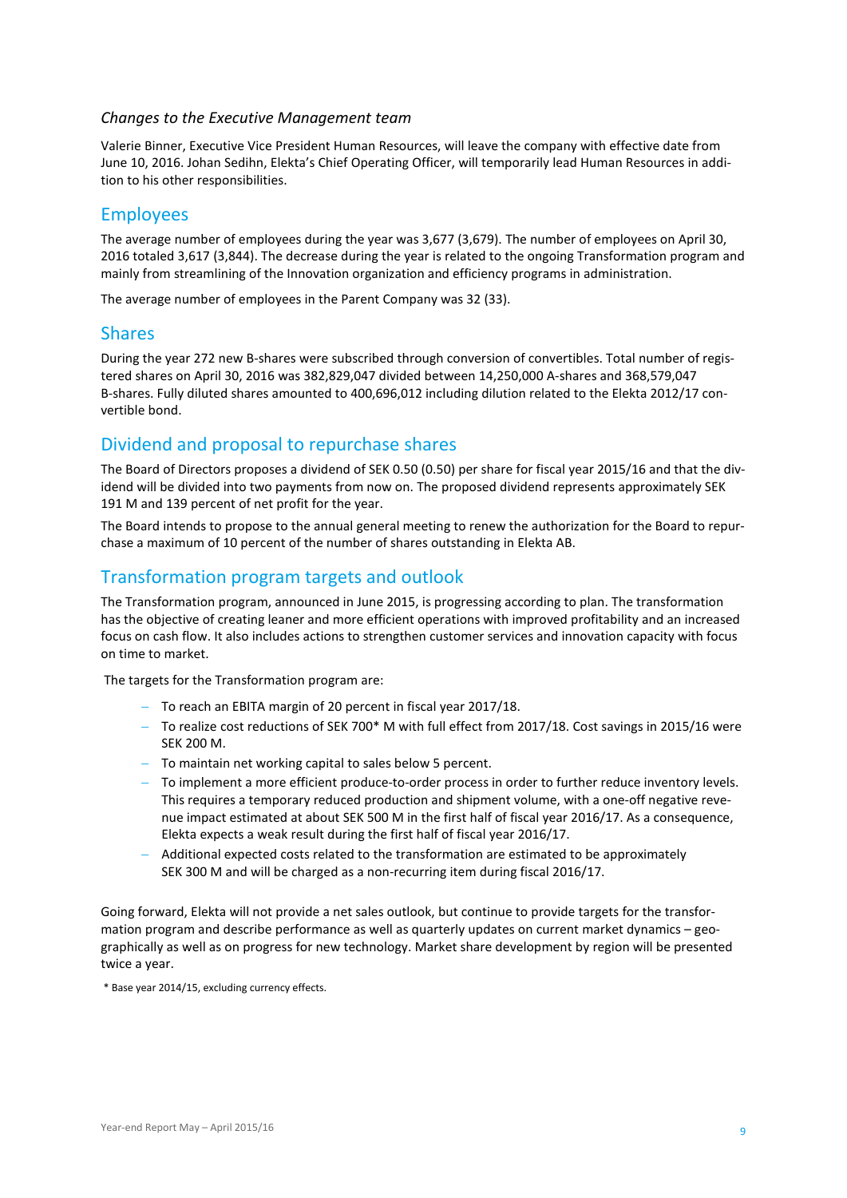*Changes to the Executive Management team*

Valerie Binner, Executive Vice President Human Resources, will leave the company with effective date from June 10, 2016. Johan Sedihn, Elekta's Chief Operating Officer, will temporarily lead Human Resources in addition to his other responsibilities.

## Employees

The average number of employees during the year was 3,677 (3,679). The number of employees on April 30, 2016 totaled 3,617 (3,844). The decrease during the year is related to the ongoing Transformation program and mainly from streamlining of the Innovation organization and efficiency programs in administration.

The average number of employees in the Parent Company was 32 (33).

## Shares

During the year 272 new B-shares were subscribed through conversion of convertibles. Total number of registered shares on April 30, 2016 was 382,829,047 divided between 14,250,000 A-shares and 368,579,047 B-shares. Fully diluted shares amounted to 400,696,012 including dilution related to the Elekta 2012/17 convertible bond.

## Dividend and proposal to repurchase shares

The Board of Directors proposes a dividend of SEK 0.50 (0.50) per share for fiscal year 2015/16 and that the dividend will be divided into two payments from now on. The proposed dividend represents approximately SEK 191 M and 139 percent of net profit for the year.

The Board intends to propose to the annual general meeting to renew the authorization for the Board to repurchase a maximum of 10 percent of the number of shares outstanding in Elekta AB.

## Transformation program targets and outlook

The Transformation program, announced in June 2015, is progressing according to plan. The transformation has the objective of creating leaner and more efficient operations with improved profitability and an increased focus on cash flow. It also includes actions to strengthen customer services and innovation capacity with focus on time to market.

The targets for the Transformation program are:

- To reach an EBITA margin of 20 percent in fiscal year 2017/18.
- To realize cost reductions of SEK 700* M with full effect from 2017/18. Cost savings in 2015/16 were SEK 200 M.
- To maintain net working capital to sales below 5 percent.
- To implement a more efficient produce-to-order process in order to further reduce inventory levels. This requires a temporary reduced production and shipment volume, with a one-off negative revenue impact estimated at about SEK 500 M in the first half of fiscal year 2016/17. As a consequence, Elekta expects a weak result during the first half of fiscal year 2016/17.
- Additional expected costs related to the transformation are estimated to be approximately SEK 300 M and will be charged as a non-recurring item during fiscal 2016/17.

Going forward, Elekta will not provide a net sales outlook, but continue to provide targets for the transformation program and describe performance as well as quarterly updates on current market dynamics – geographically as well as on progress for new technology. Market share development by region will be presented twice a year.

\* Base year 2014/15, excluding currency effects.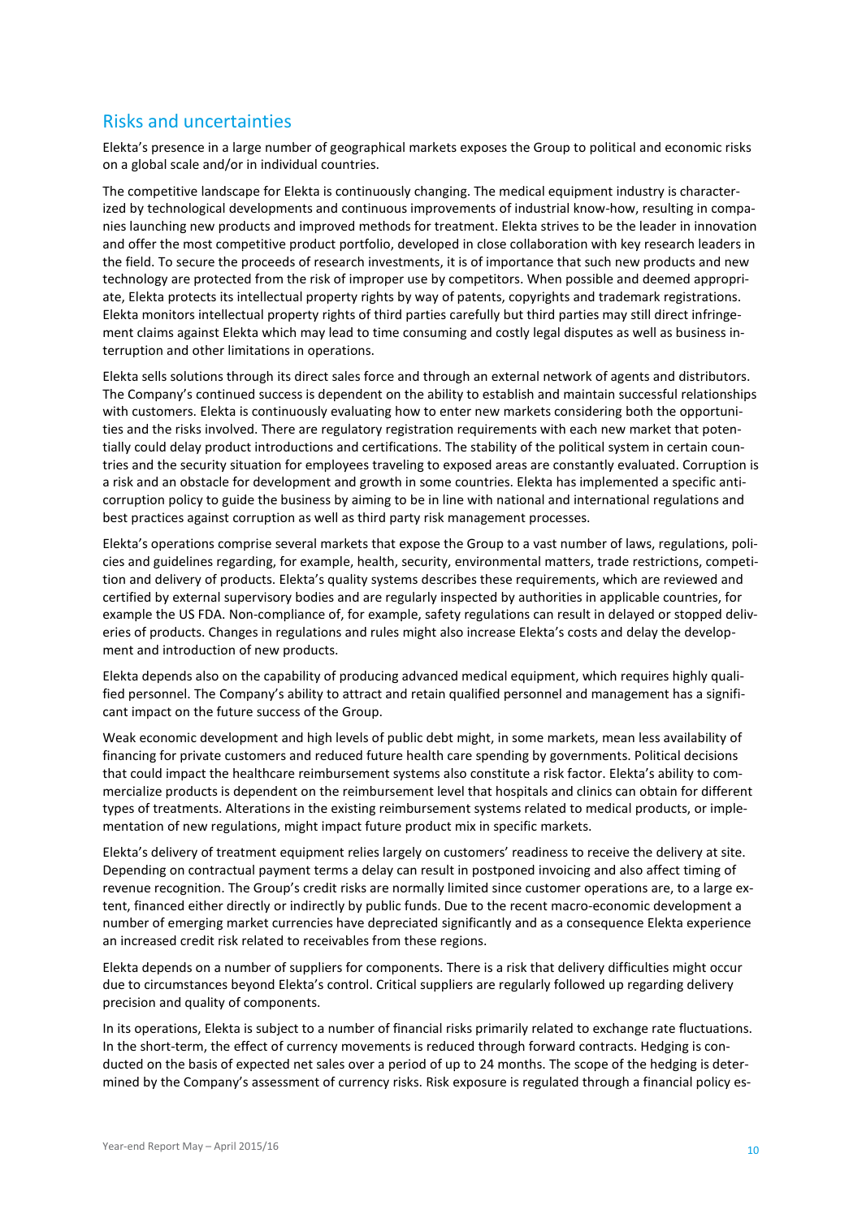## Risks and uncertainties

Elekta's presence in a large number of geographical markets exposes the Group to political and economic risks on a global scale and/or in individual countries.

The competitive landscape for Elekta is continuously changing. The medical equipment industry is characterized by technological developments and continuous improvements of industrial know-how, resulting in companies launching new products and improved methods for treatment. Elekta strives to be the leader in innovation and offer the most competitive product portfolio, developed in close collaboration with key research leaders in the field. To secure the proceeds of research investments, it is of importance that such new products and new technology are protected from the risk of improper use by competitors. When possible and deemed appropriate, Elekta protects its intellectual property rights by way of patents, copyrights and trademark registrations. Elekta monitors intellectual property rights of third parties carefully but third parties may still direct infringement claims against Elekta which may lead to time consuming and costly legal disputes as well as business interruption and other limitations in operations.

Elekta sells solutions through its direct sales force and through an external network of agents and distributors. The Company's continued success is dependent on the ability to establish and maintain successful relationships with customers. Elekta is continuously evaluating how to enter new markets considering both the opportunities and the risks involved. There are regulatory registration requirements with each new market that potentially could delay product introductions and certifications. The stability of the political system in certain countries and the security situation for employees traveling to exposed areas are constantly evaluated. Corruption is a risk and an obstacle for development and growth in some countries. Elekta has implemented a specific anti-corruption policy to guide the business by aiming to be in line with national and international regulations and best practices against corruption as well as third party risk management processes.

Elekta's operations comprise several markets that expose the Group to a vast number of laws, regulations, policies and guidelines regarding, for example, health, security, environmental matters, trade restrictions, competition and delivery of products. Elekta's quality systems describes these requirements, which are reviewed and certified by external supervisory bodies and are regularly inspected by authorities in applicable countries, for example the US FDA. Non-compliance of, for example, safety regulations can result in delayed or stopped deliveries of products. Changes in regulations and rules might also increase Elekta's costs and delay the development and introduction of new products.

Elekta depends also on the capability of producing advanced medical equipment, which requires highly qualified personnel. The Company's ability to attract and retain qualified personnel and management has a significant impact on the future success of the Group.

Weak economic development and high levels of public debt might, in some markets, mean less availability of financing for private customers and reduced future health care spending by governments. Political decisions that could impact the healthcare reimbursement systems also constitute a risk factor. Elekta's ability to commercialize products is dependent on the reimbursement level that hospitals and clinics can obtain for different types of treatments. Alterations in the existing reimbursement systems related to medical products, or implementation of new regulations, might impact future product mix in specific markets.

Elekta's delivery of treatment equipment relies largely on customers' readiness to receive the delivery at site. Depending on contractual payment terms a delay can result in postponed invoicing and also affect timing of revenue recognition. The Group's credit risks are normally limited since customer operations are, to a large extent, financed either directly or indirectly by public funds. Due to the recent macro-economic development a number of emerging market currencies have depreciated significantly and as a consequence Elekta experience an increased credit risk related to receivables from these regions.

Elekta depends on a number of suppliers for components. There is a risk that delivery difficulties might occur due to circumstances beyond Elekta's control. Critical suppliers are regularly followed up regarding delivery precision and quality of components.

In its operations, Elekta is subject to a number of financial risks primarily related to exchange rate fluctuations. In the short-term, the effect of currency movements is reduced through forward contracts. Hedging is conducted on the basis of expected net sales over a period of up to 24 months. The scope of the hedging is determined by the Company's assessment of currency risks. Risk exposure is regulated through a financial policy es-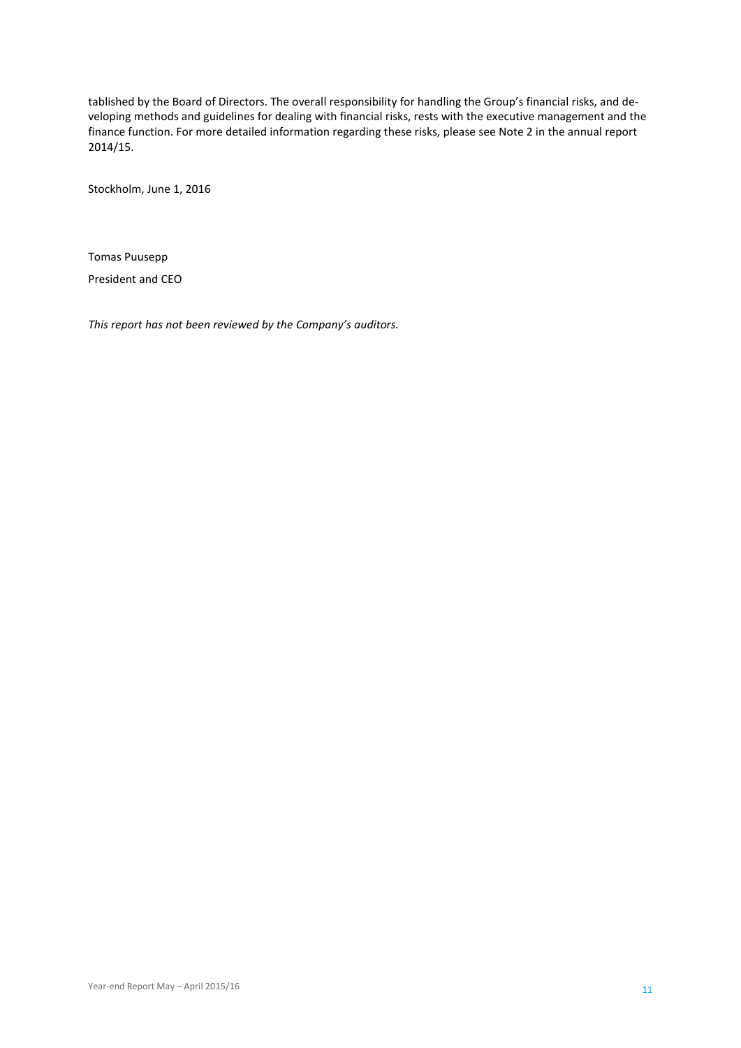tablished by the Board of Directors. The overall responsibility for handling the Group's financial risks, and developing methods and guidelines for dealing with financial risks, rests with the executive management and the finance function. For more detailed information regarding these risks, please see Note 2 in the annual report 2014/15.

Stockholm, June 1, 2016

Tomas Puusepp

President and CEO

*This report has not been reviewed by the Company's auditors.*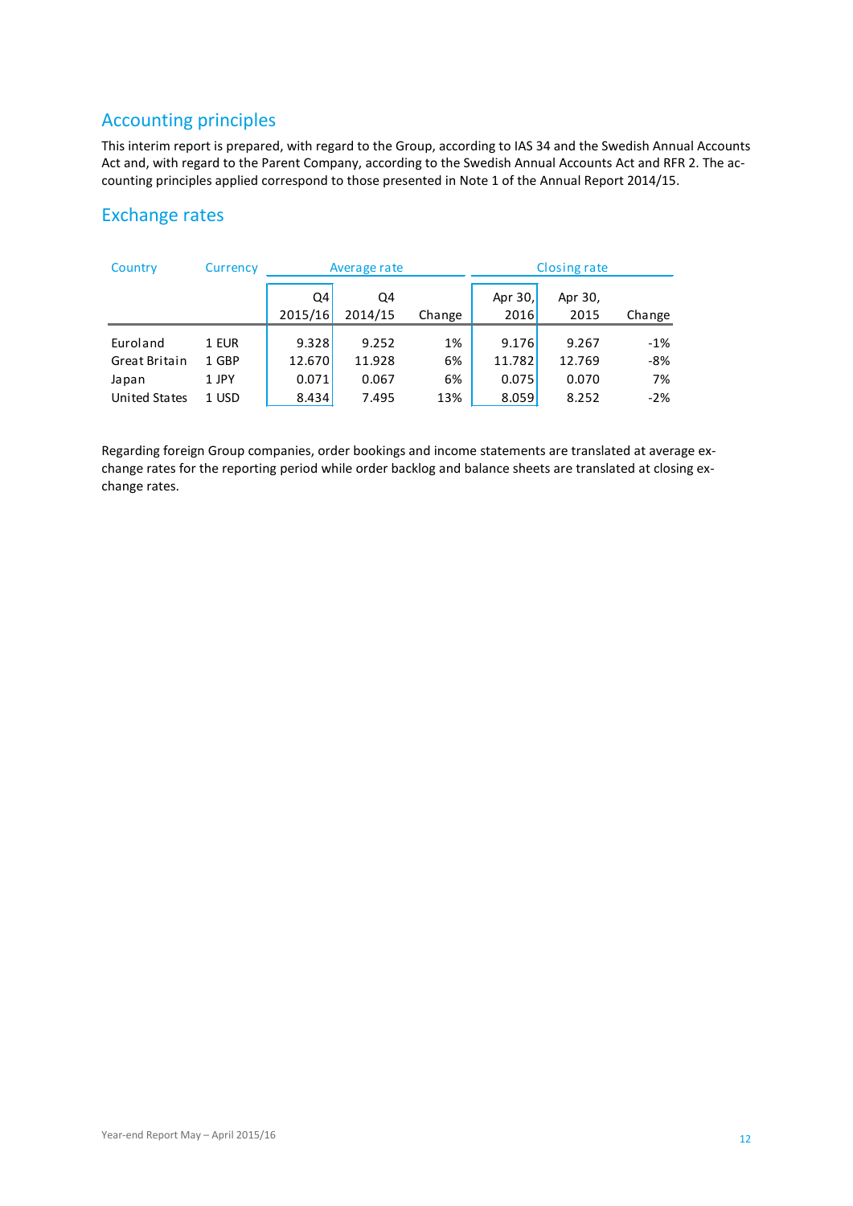## Accounting principles

This interim report is prepared, with regard to the Group, according to IAS 34 and the Swedish Annual Accounts Act and, with regard to the Parent Company, according to the Swedish Annual Accounts Act and RFR 2. The accounting principles applied correspond to those presented in Note 1 of the Annual Report 2014/15.

## Exchange rates

| Country | Currency | Average rate | | | Closing rate | | |
|---|---|---|---|---|---|---|---|
| | | Q4 2015/16 | Q4 2014/15 | Change | Apr 30, 2016 | Apr 30, 2015 | Change |
| Euroland | 1 EUR | 9.328 | 9.252 | 1% | 9.176 | 9.267 | -1% |
| Great Britain | 1 GBP | 12.670 | 11.928 | 6% | 11.782 | 12.769 | -8% |
| Japan | 1 JPY | 0.071 | 0.067 | 6% | 0.075 | 0.070 | 7% |
| United States | 1 USD | 8.434 | 7.495 | 13% | 8.059 | 8.252 | -2% |

Regarding foreign Group companies, order bookings and income statements are translated at average exchange rates for the reporting period while order backlog and balance sheets are translated at closing exchange rates.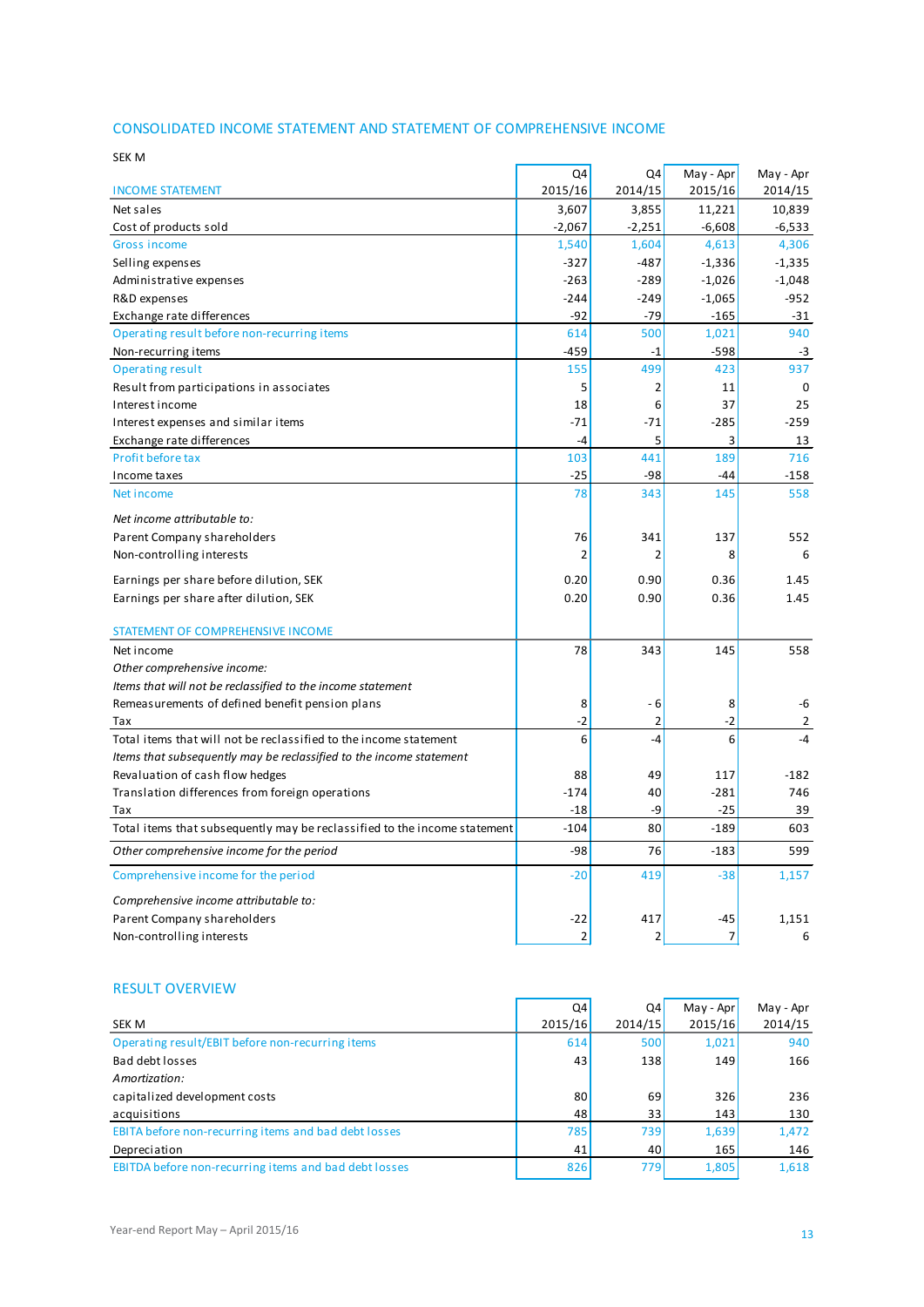## CONSOLIDATED INCOME STATEMENT AND STATEMENT OF COMPREHENSIVE INCOME

SEK M

| INCOME STATEMENT | Q4 2015/16 | Q4 2014/15 | May - Apr 2015/16 | May - Apr 2014/15 |
|---|---|---|---|---|
| Net sales | 3,607 | 3,855 | 11,221 | 10,839 |
| Cost of products sold | -2,067 | -2,251 | -6,608 | -6,533 |
| Gross income | 1,540 | 1,604 | 4,613 | 4,306 |
| Selling expenses | -327 | -487 | -1,336 | -1,335 |
| Administrative expenses | -263 | -289 | -1,026 | -1,048 |
| R&D expenses | -244 | -249 | -1,065 | -952 |
| Exchange rate differences | -92 | -79 | -165 | -31 |
| Operating result before non-recurring items | 614 | 500 | 1,021 | 940 |
| Non-recurring items | -459 | -1 | -598 | -3 |
| Operating result | 155 | 499 | 423 | 937 |
| Result from participations in associates | 5 | 2 | 11 | 0 |
| Interest income | 18 | 6 | 37 | 25 |
| Interest expenses and similar items | -71 | -71 | -285 | -259 |
| Exchange rate differences | -4 | 5 | 3 | 13 |
| Profit before tax | 103 | 441 | 189 | 716 |
| Income taxes | -25 | -98 | -44 | -158 |
| Net income | 78 | 343 | 145 | 558 |
| *Net income attributable to:* | | | | |
| Parent Company shareholders | 76 | 341 | 137 | 552 |
| Non-controlling interests | 2 | 2 | 8 | 6 |
| Earnings per share before dilution, SEK | 0.20 | 0.90 | 0.36 | 1.45 |
| Earnings per share after dilution, SEK | 0.20 | 0.90 | 0.36 | 1.45 |
| **STATEMENT OF COMPREHENSIVE INCOME** | | | | |
| Net income | 78 | 343 | 145 | 558 |
| *Other comprehensive income:* | | | | |
| *Items that will not be reclassified to the income statement* | | | | |
| Remeasurements of defined benefit pension plans | 8 | - 6 | 8 | -6 |
| Tax | -2 | 2 | -2 | 2 |
| Total items that will not be reclassified to the income statement | 6 | -4 | 6 | -4 |
| *Items that subsequently may be reclassified to the income statement* | | | | |
| Revaluation of cash flow hedges | 88 | 49 | 117 | -182 |
| Translation differences from foreign operations | -174 | 40 | -281 | 746 |
| Tax | -18 | -9 | -25 | 39 |
| Total items that subsequently may be reclassified to the income statement | -104 | 80 | -189 | 603 |
| *Other comprehensive income for the period* | -98 | 76 | -183 | 599 |
| Comprehensive income for the period | -20 | 419 | -38 | 1,157 |
| *Comprehensive income attributable to:* | | | | |
| Parent Company shareholders | -22 | 417 | -45 | 1,151 |
| Non-controlling interests | 2 | 2 | 7 | 6 |

## RESULT OVERVIEW

| SEK M | Q4 2015/16 | Q4 2014/15 | May - Apr 2015/16 | May - Apr 2014/15 |
|---|---|---|---|---|
| Operating result/EBIT before non-recurring items | 614 | 500 | 1,021 | 940 |
| Bad debt losses | 43 | 138 | 149 | 166 |
| *Amortization:* | | | | |
| capitalized development costs | 80 | 69 | 326 | 236 |
| acquisitions | 48 | 33 | 143 | 130 |
| EBITA before non-recurring items and bad debt losses | 785 | 739 | 1,639 | 1,472 |
| Depreciation | 41 | 40 | 165 | 146 |
| EBITDA before non-recurring items and bad debt losses | 826 | 779 | 1,805 | 1,618 |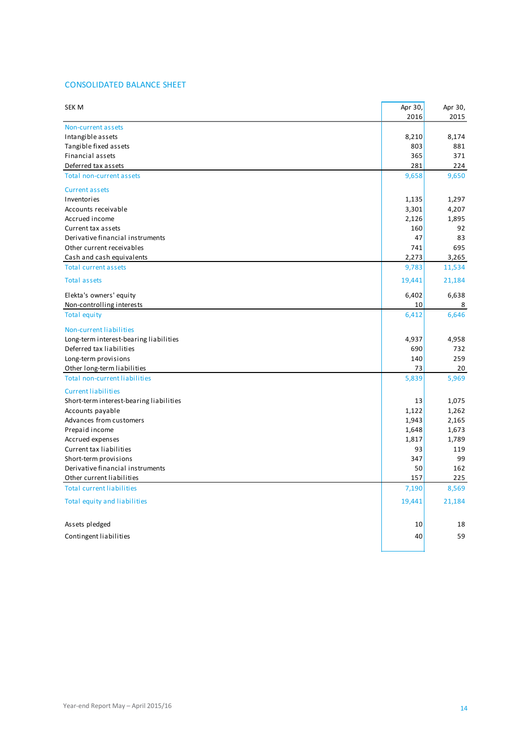## CONSOLIDATED BALANCE SHEET

| SEK M | Apr 30, 2016 | Apr 30, 2015 |
|---|---|---|
| **Non-current assets** | | |
| Intangible assets | 8,210 | 8,174 |
| Tangible fixed assets | 803 | 881 |
| Financial assets | 365 | 371 |
| Deferred tax assets | 281 | 224 |
| **Total non-current assets** | 9,658 | 9,650 |
| **Current assets** | | |
| Inventories | 1,135 | 1,297 |
| Accounts receivable | 3,301 | 4,207 |
| Accrued income | 2,126 | 1,895 |
| Current tax assets | 160 | 92 |
| Derivative financial instruments | 47 | 83 |
| Other current receivables | 741 | 695 |
| Cash and cash equivalents | 2,273 | 3,265 |
| **Total current assets** | 9,783 | 11,534 |
| **Total assets** | 19,441 | 21,184 |
| Elekta's owners' equity | 6,402 | 6,638 |
| Non-controlling interests | 10 | 8 |
| **Total equity** | 6,412 | 6,646 |
| **Non-current liabilities** | | |
| Long-term interest-bearing liabilities | 4,937 | 4,958 |
| Deferred tax liabilities | 690 | 732 |
| Long-term provisions | 140 | 259 |
| Other long-term liabilities | 73 | 20 |
| **Total non-current liabilities** | 5,839 | 5,969 |
| **Current liabilities** | | |
| Short-term interest-bearing liabilities | 13 | 1,075 |
| Accounts payable | 1,122 | 1,262 |
| Advances from customers | 1,943 | 2,165 |
| Prepaid income | 1,648 | 1,673 |
| Accrued expenses | 1,817 | 1,789 |
| Current tax liabilities | 93 | 119 |
| Short-term provisions | 347 | 99 |
| Derivative financial instruments | 50 | 162 |
| Other current liabilities | 157 | 225 |
| **Total current liabilities** | 7,190 | 8,569 |
| **Total equity and liabilities** | 19,441 | 21,184 |
| Assets pledged | 10 | 18 |
| Contingent liabilities | 40 | 59 |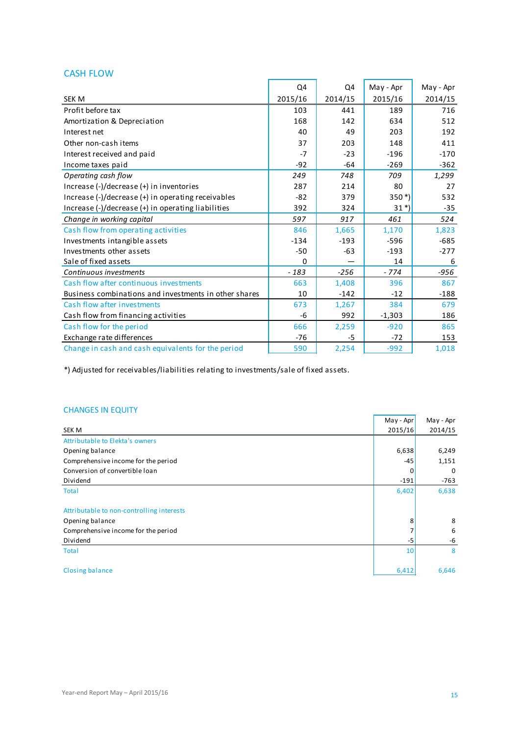## CASH FLOW

| SEK M | Q4 2015/16 | Q4 2014/15 | May - Apr 2015/16 | May - Apr 2014/15 |
|---|---|---|---|---|
| Profit before tax | 103 | 441 | 189 | 716 |
| Amortization & Depreciation | 168 | 142 | 634 | 512 |
| Interest net | 40 | 49 | 203 | 192 |
| Other non-cash items | 37 | 203 | 148 | 411 |
| Interest received and paid | -7 | -23 | -196 | -170 |
| Income taxes paid | -92 | -64 | -269 | -362 |
| *Operating cash flow* | *249* | *748* | *709* | *1,299* |
| Increase (-)/decrease (+) in inventories | 287 | 214 | 80 | 27 |
| Increase (-)/decrease (+) in operating receivables | -82 | 379 | 350 *) | 532 |
| Increase (-)/decrease (+) in operating liabilities | 392 | 324 | 31 *) | -35 |
| *Change in working capital* | *597* | *917* | *461* | *524* |
| Cash flow from operating activities | 846 | 1,665 | 1,170 | 1,823 |
| Investments intangible assets | -134 | -193 | -596 | -685 |
| Investments other assets | -50 | -63 | -193 | -277 |
| Sale of fixed assets | 0 | — | 14 | 6 |
| *Continuous investments* | *- 183* | *-256* | *- 774* | *-956* |
| Cash flow after continuous investments | 663 | 1,408 | 396 | 867 |
| Business combinations and investments in other shares | 10 | -142 | -12 | -188 |
| Cash flow after investments | 673 | 1,267 | 384 | 679 |
| Cash flow from financing activities | -6 | 992 | -1,303 | 186 |
| Cash flow for the period | 666 | 2,259 | -920 | 865 |
| Exchange rate differences | -76 | -5 | -72 | 153 |
| Change in cash and cash equivalents for the period | 590 | 2,254 | -992 | 1,018 |

*) Adjusted for receivables/liabilities relating to investments/sale of fixed assets.

## CHANGES IN EQUITY

| SEK M | May - Apr 2015/16 | May - Apr 2014/15 |
|---|---|---|
| Attributable to Elekta's owners | | |
| Opening balance | 6,638 | 6,249 |
| Comprehensive income for the period | -45 | 1,151 |
| Conversion of convertible loan | 0 | 0 |
| Dividend | -191 | -763 |
| Total | 6,402 | 6,638 |
| | | |
| Attributable to non-controlling interests | | |
| Opening balance | 8 | 8 |
| Comprehensive income for the period | 7 | 6 |
| Dividend | -5 | -6 |
| Total | 10 | 8 |
| | | |
| Closing balance | 6,412 | 6,646 |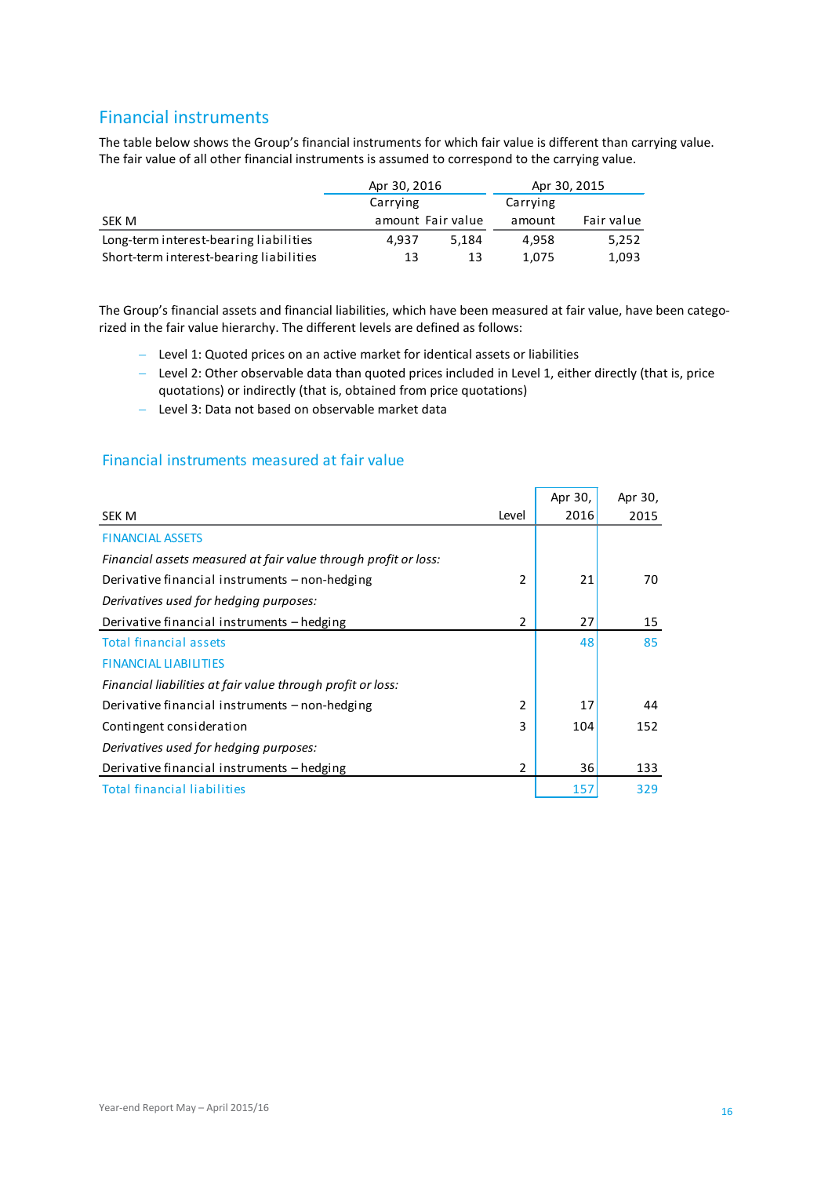## Financial instruments

The table below shows the Group's financial instruments for which fair value is different than carrying value. The fair value of all other financial instruments is assumed to correspond to the carrying value.

| SEK M | Apr 30, 2016 | | Apr 30, 2015 | |
|---|---|---|---|---|
| | Carrying amount | Fair value | Carrying amount | Fair value |
| Long-term interest-bearing liabilities | 4,937 | 5,184 | 4,958 | 5,252 |
| Short-term interest-bearing liabilities | 13 | 13 | 1,075 | 1,093 |

The Group's financial assets and financial liabilities, which have been measured at fair value, have been categorized in the fair value hierarchy. The different levels are defined as follows:

- Level 1: Quoted prices on an active market for identical assets or liabilities
- Level 2: Other observable data than quoted prices included in Level 1, either directly (that is, price quotations) or indirectly (that is, obtained from price quotations)
- Level 3: Data not based on observable market data

### Financial instruments measured at fair value

| SEK M | Level | Apr 30, 2016 | Apr 30, 2015 |
|---|---|---|---|
| FINANCIAL ASSETS | | | |
| *Financial assets measured at fair value through profit or loss:* | | | |
| Derivative financial instruments – non-hedging | 2 | 21 | 70 |
| *Derivatives used for hedging purposes:* | | | |
| Derivative financial instruments – hedging | 2 | 27 | 15 |
| Total financial assets | | 48 | 85 |
| FINANCIAL LIABILITIES | | | |
| *Financial liabilities at fair value through profit or loss:* | | | |
| Derivative financial instruments – non-hedging | 2 | 17 | 44 |
| Contingent consideration | 3 | 104 | 152 |
| *Derivatives used for hedging purposes:* | | | |
| Derivative financial instruments – hedging | 2 | 36 | 133 |
| Total financial liabilities | | 157 | 329 |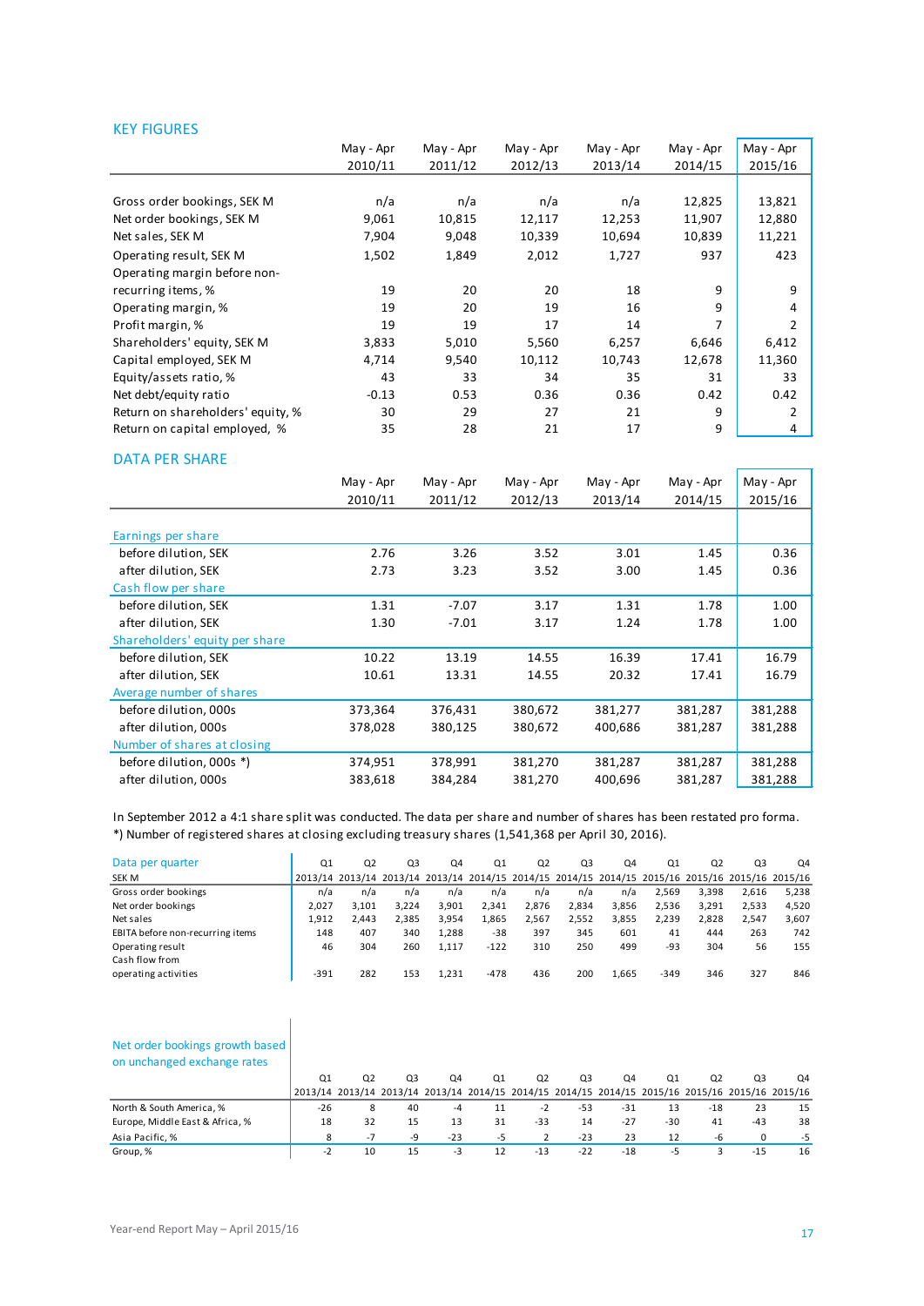## KEY FIGURES

| | May - Apr 2010/11 | May - Apr 2011/12 | May - Apr 2012/13 | May - Apr 2013/14 | May - Apr 2014/15 | May - Apr 2015/16 |
|---|---|---|---|---|---|---|
| Gross order bookings, SEK M | n/a | n/a | n/a | n/a | 12,825 | 13,821 |
| Net order bookings, SEK M | 9,061 | 10,815 | 12,117 | 12,253 | 11,907 | 12,880 |
| Net sales, SEK M | 7,904 | 9,048 | 10,339 | 10,694 | 10,839 | 11,221 |
| Operating result, SEK M | 1,502 | 1,849 | 2,012 | 1,727 | 937 | 423 |
| Operating margin before non-recurring items, % | 19 | 20 | 20 | 18 | 9 | 9 |
| Operating margin, % | 19 | 20 | 19 | 16 | 9 | 4 |
| Profit margin, % | 19 | 19 | 17 | 14 | 7 | 2 |
| Shareholders' equity, SEK M | 3,833 | 5,010 | 5,560 | 6,257 | 6,646 | 6,412 |
| Capital employed, SEK M | 4,714 | 9,540 | 10,112 | 10,743 | 12,678 | 11,360 |
| Equity/assets ratio, % | 43 | 33 | 34 | 35 | 31 | 33 |
| Net debt/equity ratio | -0.13 | 0.53 | 0.36 | 0.36 | 0.42 | 0.42 |
| Return on shareholders' equity, % | 30 | 29 | 27 | 21 | 9 | 2 |
| Return on capital employed, % | 35 | 28 | 21 | 17 | 9 | 4 |

## DATA PER SHARE

| | May - Apr 2010/11 | May - Apr 2011/12 | May - Apr 2012/13 | May - Apr 2013/14 | May - Apr 2014/15 | May - Apr 2015/16 |
|---|---|---|---|---|---|---|
| **Earnings per share** | | | | | | |
| before dilution, SEK | 2.76 | 3.26 | 3.52 | 3.01 | 1.45 | 0.36 |
| after dilution, SEK | 2.73 | 3.23 | 3.52 | 3.00 | 1.45 | 0.36 |
| **Cash flow per share** | | | | | | |
| before dilution, SEK | 1.31 | -7.07 | 3.17 | 1.31 | 1.78 | 1.00 |
| after dilution, SEK | 1.30 | -7.01 | 3.17 | 1.24 | 1.78 | 1.00 |
| **Shareholders' equity per share** | | | | | | |
| before dilution, SEK | 10.22 | 13.19 | 14.55 | 16.39 | 17.41 | 16.79 |
| after dilution, SEK | 10.61 | 13.31 | 14.55 | 20.32 | 17.41 | 16.79 |
| **Average number of shares** | | | | | | |
| before dilution, 000s | 373,364 | 376,431 | 380,672 | 381,277 | 381,287 | 381,288 |
| after dilution, 000s | 378,028 | 380,125 | 380,672 | 400,686 | 381,287 | 381,288 |
| **Number of shares at closing** | | | | | | |
| before dilution, 000s *) | 374,951 | 378,991 | 381,270 | 381,287 | 381,287 | 381,288 |
| after dilution, 000s | 383,618 | 384,284 | 381,270 | 400,696 | 381,287 | 381,288 |

In September 2012 a 4:1 share split was conducted. The data per share and number of shares has been restated pro forma.
*) Number of registered shares at closing excluding treasury shares (1,541,368 per April 30, 2016).

| Data per quarter | Q1 | Q2 | Q3 | Q4 | Q1 | Q2 | Q3 | Q4 | Q1 | Q2 | Q3 | Q4 |
|---|---|---|---|---|---|---|---|---|---|---|---|---|
| SEK M | 2013/14 | 2013/14 | 2013/14 | 2013/14 | 2014/15 | 2014/15 | 2014/15 | 2014/15 | 2015/16 | 2015/16 | 2015/16 | 2015/16 |
| Gross order bookings | n/a | n/a | n/a | n/a | n/a | n/a | n/a | n/a | 2,569 | 3,398 | 2,616 | 5,238 |
| Net order bookings | 2,027 | 3,101 | 3,224 | 3,901 | 2,341 | 2,876 | 2,834 | 3,856 | 2,536 | 3,291 | 2,533 | 4,520 |
| Net sales | 1,912 | 2,443 | 2,385 | 3,954 | 1,865 | 2,567 | 2,552 | 3,855 | 2,239 | 2,828 | 2,547 | 3,607 |
| EBITA before non-recurring items | 148 | 407 | 340 | 1,288 | -38 | 397 | 345 | 601 | 41 | 444 | 263 | 742 |
| Operating result | 46 | 304 | 260 | 1,117 | -122 | 310 | 250 | 499 | -93 | 304 | 56 | 155 |
| Cash flow from operating activities | -391 | 282 | 153 | 1,231 | -478 | 436 | 200 | 1,665 | -349 | 346 | 327 | 846 |

| Net order bookings growth based on unchanged exchange rates | Q1 2013/14 | Q2 2013/14 | Q3 2013/14 | Q4 2013/14 | Q1 2014/15 | Q2 2014/15 | Q3 2014/15 | Q4 2014/15 | Q1 2015/16 | Q2 2015/16 | Q3 2015/16 | Q4 2015/16 |
|---|---|---|---|---|---|---|---|---|---|---|---|---|
| North & South America, % | -26 | 8 | 40 | -4 | 11 | -2 | -53 | -31 | 13 | -18 | 23 | 15 |
| Europe, Middle East & Africa, % | 18 | 32 | 15 | 13 | 31 | -33 | 14 | -27 | -30 | 41 | -43 | 38 |
| Asia Pacific, % | 8 | -7 | -9 | -23 | -5 | 2 | -23 | 23 | 12 | -6 | 0 | -5 |
| Group, % | -2 | 10 | 15 | -3 | 12 | -13 | -22 | -18 | -5 | 3 | -15 | 16 |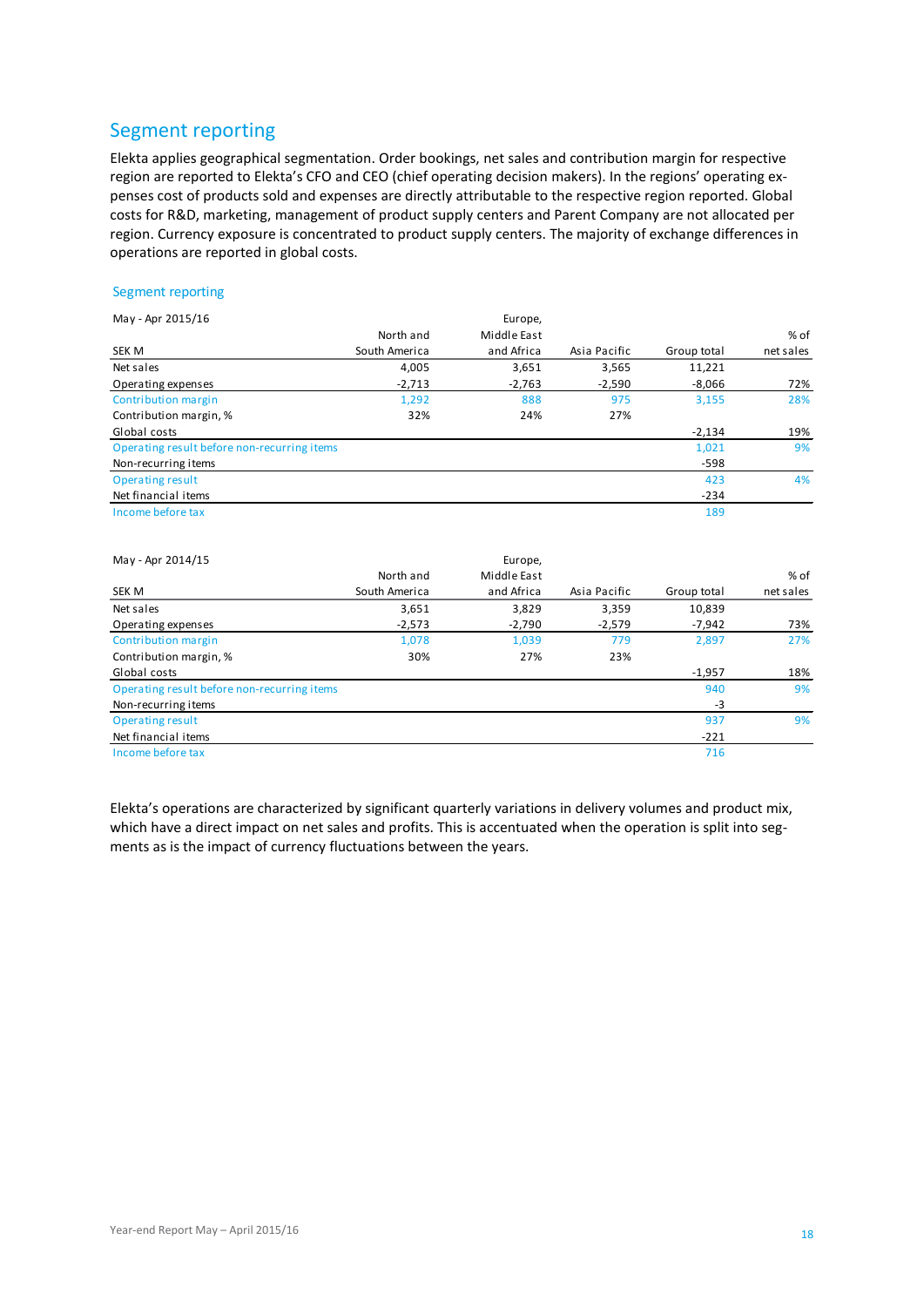## Segment reporting

Elekta applies geographical segmentation. Order bookings, net sales and contribution margin for respective region are reported to Elekta's CFO and CEO (chief operating decision makers). In the regions' operating expenses cost of products sold and expenses are directly attributable to the respective region reported. Global costs for R&D, marketing, management of product supply centers and Parent Company are not allocated per region. Currency exposure is concentrated to product supply centers. The majority of exchange differences in operations are reported in global costs.

### Segment reporting

| May - Apr 2015/16 | | Europe, | | | |
|---|---|---|---|---|---|
| | North and | Middle East | | | % of |
| SEK M | South America | and Africa | Asia Pacific | Group total | net sales |
| Net sales | 4,005 | 3,651 | 3,565 | 11,221 | |
| Operating expenses | -2,713 | -2,763 | -2,590 | -8,066 | 72% |
| Contribution margin | 1,292 | 888 | 975 | 3,155 | 28% |
| Contribution margin, % | 32% | 24% | 27% | | |
| Global costs | | | | -2,134 | 19% |
| Operating result before non-recurring items | | | | 1,021 | 9% |
| Non-recurring items | | | | -598 | |
| Operating result | | | | 423 | 4% |
| Net financial items | | | | -234 | |
| Income before tax | | | | 189 | |

| May - Apr 2014/15 | | Europe, | | | |
|---|---|---|---|---|---|
| | North and | Middle East | | | % of |
| SEK M | South America | and Africa | Asia Pacific | Group total | net sales |
| Net sales | 3,651 | 3,829 | 3,359 | 10,839 | |
| Operating expenses | -2,573 | -2,790 | -2,579 | -7,942 | 73% |
| Contribution margin | 1,078 | 1,039 | 779 | 2,897 | 27% |
| Contribution margin, % | 30% | 27% | 23% | | |
| Global costs | | | | -1,957 | 18% |
| Operating result before non-recurring items | | | | 940 | 9% |
| Non-recurring items | | | | -3 | |
| Operating result | | | | 937 | 9% |
| Net financial items | | | | -221 | |
| Income before tax | | | | 716 | |

Elekta's operations are characterized by significant quarterly variations in delivery volumes and product mix, which have a direct impact on net sales and profits. This is accentuated when the operation is split into segments as is the impact of currency fluctuations between the years.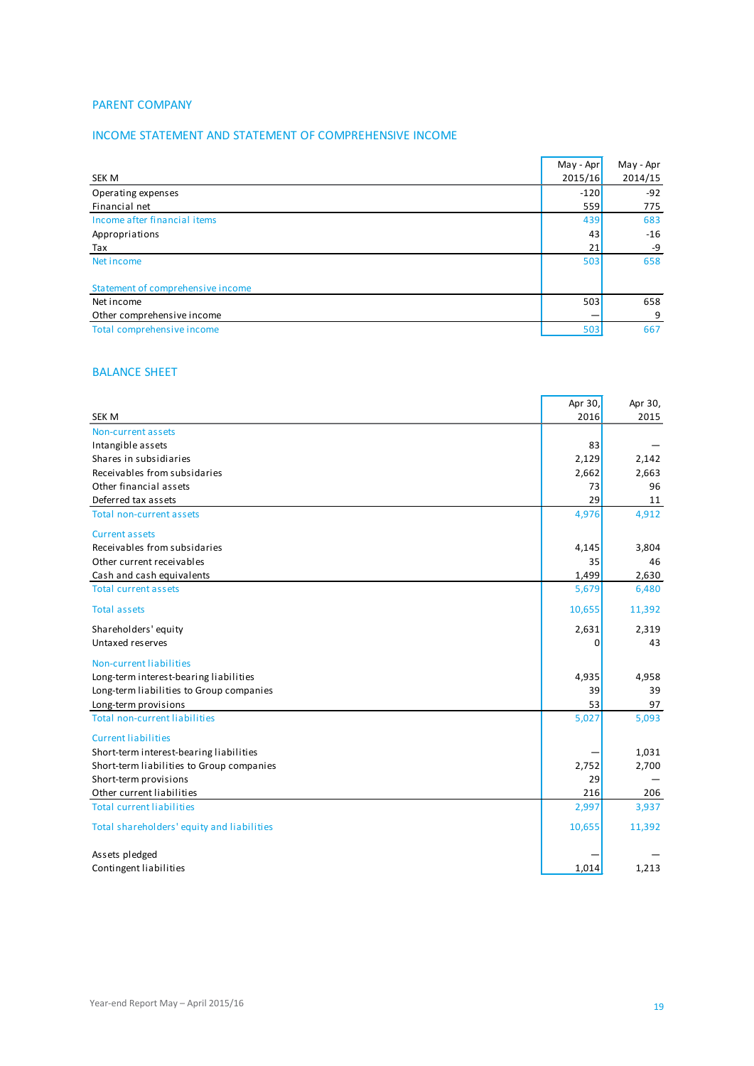## PARENT COMPANY

### INCOME STATEMENT AND STATEMENT OF COMPREHENSIVE INCOME

| SEK M | May - Apr 2015/16 | May - Apr 2014/15 |
|---|---|---|
| Operating expenses | -120 | -92 |
| Financial net | 559 | 775 |
| Income after financial items | 439 | 683 |
| Appropriations | 43 | -16 |
| Tax | 21 | -9 |
| Net income | 503 | 658 |
| | | |
| Statement of comprehensive income | | |
| Net income | 503 | 658 |
| Other comprehensive income | — | 9 |
| Total comprehensive income | 503 | 667 |

### BALANCE SHEET

| SEK M | Apr 30, 2016 | Apr 30, 2015 |
|---|---|---|
| Non-current assets | | |
| Intangible assets | 83 | — |
| Shares in subsidiaries | 2,129 | 2,142 |
| Receivables from subsidaries | 2,662 | 2,663 |
| Other financial assets | 73 | 96 |
| Deferred tax assets | 29 | 11 |
| Total non-current assets | 4,976 | 4,912 |
| Current assets | | |
| Receivables from subsidaries | 4,145 | 3,804 |
| Other current receivables | 35 | 46 |
| Cash and cash equivalents | 1,499 | 2,630 |
| Total current assets | 5,679 | 6,480 |
| Total assets | 10,655 | 11,392 |
| Shareholders' equity | 2,631 | 2,319 |
| Untaxed reserves | 0 | 43 |
| Non-current liabilities | | |
| Long-term interest-bearing liabilities | 4,935 | 4,958 |
| Long-term liabilities to Group companies | 39 | 39 |
| Long-term provisions | 53 | 97 |
| Total non-current liabilities | 5,027 | 5,093 |
| Current liabilities | | |
| Short-term interest-bearing liabilities | — | 1,031 |
| Short-term liabilities to Group companies | 2,752 | 2,700 |
| Short-term provisions | 29 | — |
| Other current liabilities | 216 | 206 |
| Total current liabilities | 2,997 | 3,937 |
| Total shareholders' equity and liabilities | 10,655 | 11,392 |
| | | |
| Assets pledged | — | — |
| Contingent liabilities | 1,014 | 1,213 |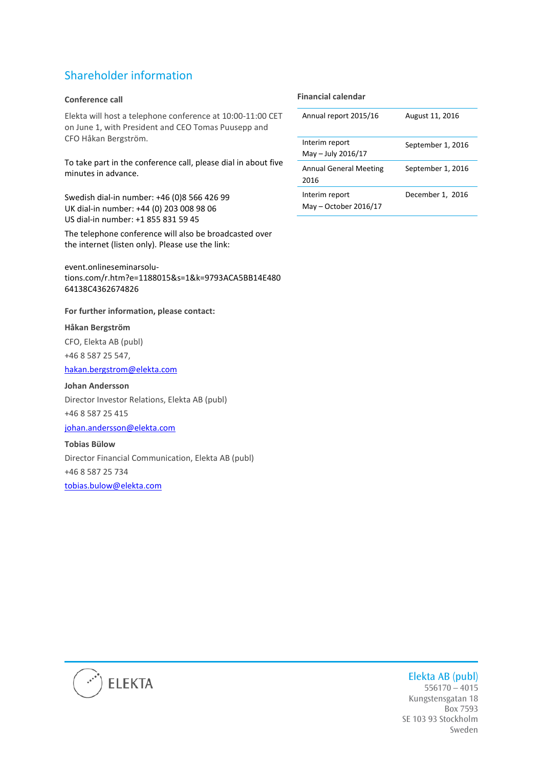# Shareholder information

### Conference call

Elekta will host a telephone conference at 10:00-11:00 CET on June 1, with President and CEO Tomas Puusepp and CFO Håkan Bergström.

To take part in the conference call, please dial in about five minutes in advance.

Swedish dial-in number: +46 (0)8 566 426 99
UK dial-in number: +44 (0) 203 008 98 06
US dial-in number: +1 855 831 59 45

The telephone conference will also be broadcasted over the internet (listen only). Please use the link:

event.onlineseminarsolutions.com/r.htm?e=1188015&s=1&k=9793ACA5BB14E48064138C4362674826

**For further information, please contact:**

**Håkan Bergström**
CFO, Elekta AB (publ)
+46 8 587 25 547,
hakan.bergstrom@elekta.com

**Johan Andersson**
Director Investor Relations, Elekta AB (publ)
+46 8 587 25 415
johan.andersson@elekta.com

**Tobias Bülow**
Director Financial Communication, Elekta AB (publ)
+46 8 587 25 734
tobias.bulow@elekta.com

### Financial calendar

| | |
|---|---|
| Annual report 2015/16 | August 11, 2016 |
| Interim report May – July 2016/17 | September 1, 2016 |
| Annual General Meeting 2016 | September 1, 2016 |
| Interim report May – October 2016/17 | December 1, 2016 |

ELEKTA

Elekta AB (publ)
556170 – 4015
Kungstensgatan 18
Box 7593
SE 103 93 Stockholm
Sweden